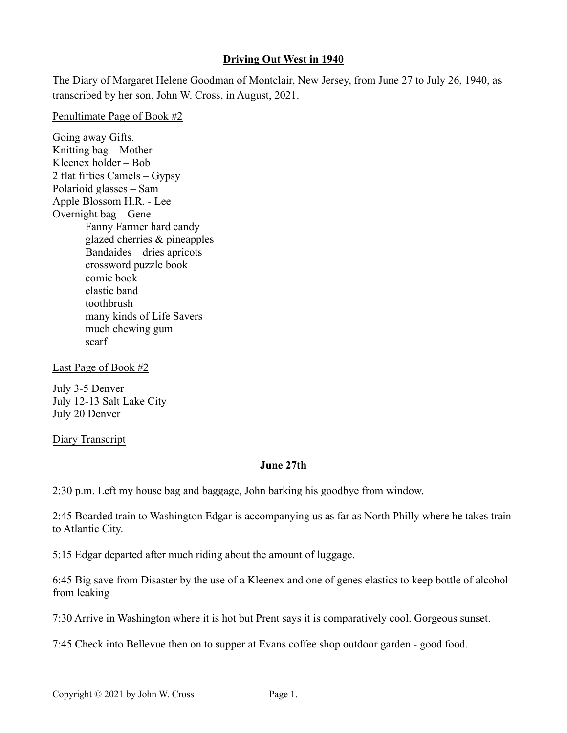# Driving Out West in 1940

The Diary of Margaret Helene Goodman of Montclair, New Jersey, from June 27 to July 26, 1940, as transcribed by her son, John W. Cross, in August, 2021.

<u>Penultimate Page of Book #2</u>

Going away Gifts.
Knitting bag – Mother
Kleenex holder – Bob
2 flat fifties Camels – Gypsy
Polarioid glasses – Sam
Apple Blossom H.R. - Lee
Overnight bag – Gene

- Fanny Farmer hard candy
- glazed cherries & pineapples
- Bandaides – dries apricots
- crossword puzzle book
- comic book
- elastic band
- toothbrush
- many kinds of Life Savers
- much chewing gum
- scarf

<u>Last Page of Book #2</u>

July 3-5 Denver
July 12-13 Salt Lake City
July 20 Denver

<u>Diary Transcript</u>

**June 27th**

2:30 p.m. Left my house bag and baggage, John barking his goodbye from window.

2:45 Boarded train to Washington Edgar is accompanying us as far as North Philly where he takes train to Atlantic City.

5:15 Edgar departed after much riding about the amount of luggage.

6:45 Big save from Disaster by the use of a Kleenex and one of genes elastics to keep bottle of alcohol from leaking

7:30 Arrive in Washington where it is hot but Prent says it is comparatively cool. Gorgeous sunset.

7:45 Check into Bellevue then on to supper at Evans coffee shop outdoor garden - good food.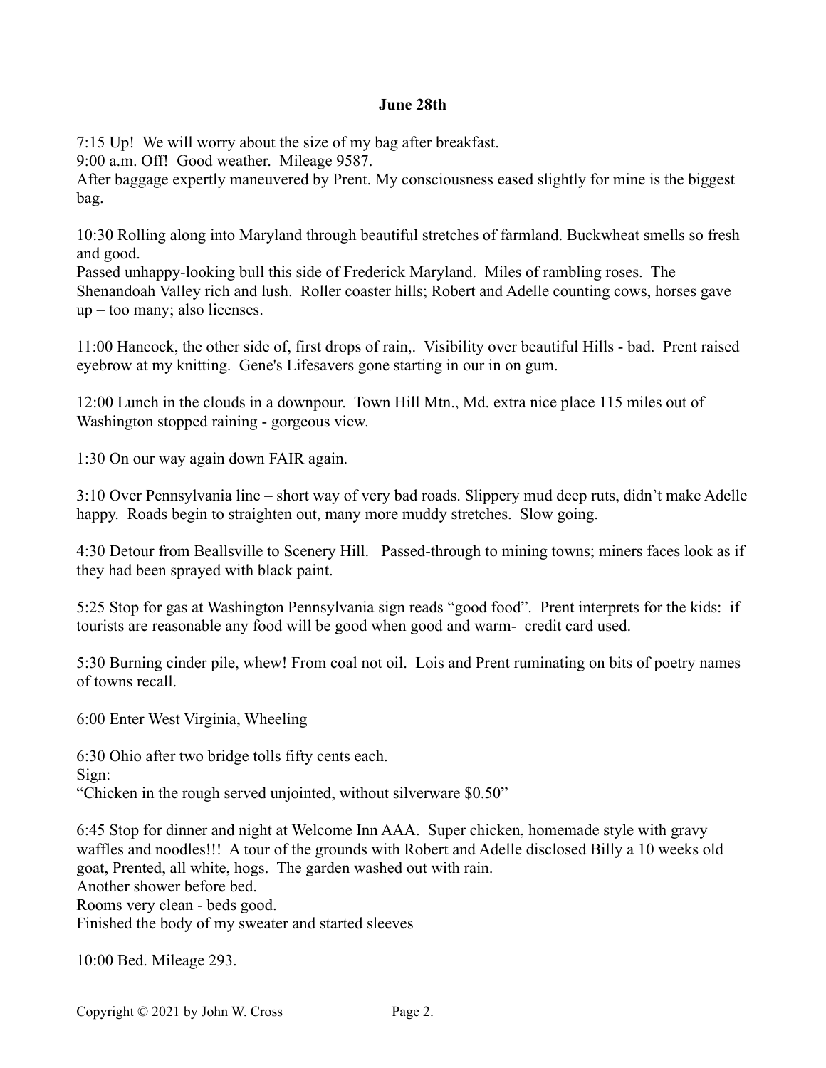**June 28th**

7:15 Up! We will worry about the size of my bag after breakfast.
9:00 a.m. Off! Good weather. Mileage 9587.
After baggage expertly maneuvered by Prent. My consciousness eased slightly for mine is the biggest bag.

10:30 Rolling along into Maryland through beautiful stretches of farmland. Buckwheat smells so fresh and good.
Passed unhappy-looking bull this side of Frederick Maryland. Miles of rambling roses. The Shenandoah Valley rich and lush. Roller coaster hills; Robert and Adelle counting cows, horses gave up – too many; also licenses.

11:00 Hancock, the other side of, first drops of rain,. Visibility over beautiful Hills - bad. Prent raised eyebrow at my knitting. Gene's Lifesavers gone starting in our in on gum.

12:00 Lunch in the clouds in a downpour. Town Hill Mtn., Md. extra nice place 115 miles out of Washington stopped raining - gorgeous view.

1:30 On our way again <u>down</u> FAIR again.

3:10 Over Pennsylvania line – short way of very bad roads. Slippery mud deep ruts, didn't make Adelle happy. Roads begin to straighten out, many more muddy stretches. Slow going.

4:30 Detour from Beallsville to Scenery Hill. Passed-through to mining towns; miners faces look as if they had been sprayed with black paint.

5:25 Stop for gas at Washington Pennsylvania sign reads "good food". Prent interprets for the kids: if tourists are reasonable any food will be good when good and warm- credit card used.

5:30 Burning cinder pile, whew! From coal not oil. Lois and Prent ruminating on bits of poetry names of towns recall.

6:00 Enter West Virginia, Wheeling

6:30 Ohio after two bridge tolls fifty cents each.
Sign:
"Chicken in the rough served unjointed, without silverware $0.50"

6:45 Stop for dinner and night at Welcome Inn AAA. Super chicken, homemade style with gravy waffles and noodles!!! A tour of the grounds with Robert and Adelle disclosed Billy a 10 weeks old goat, Prented, all white, hogs. The garden washed out with rain.
Another shower before bed.
Rooms very clean - beds good.
Finished the body of my sweater and started sleeves

10:00 Bed. Mileage 293.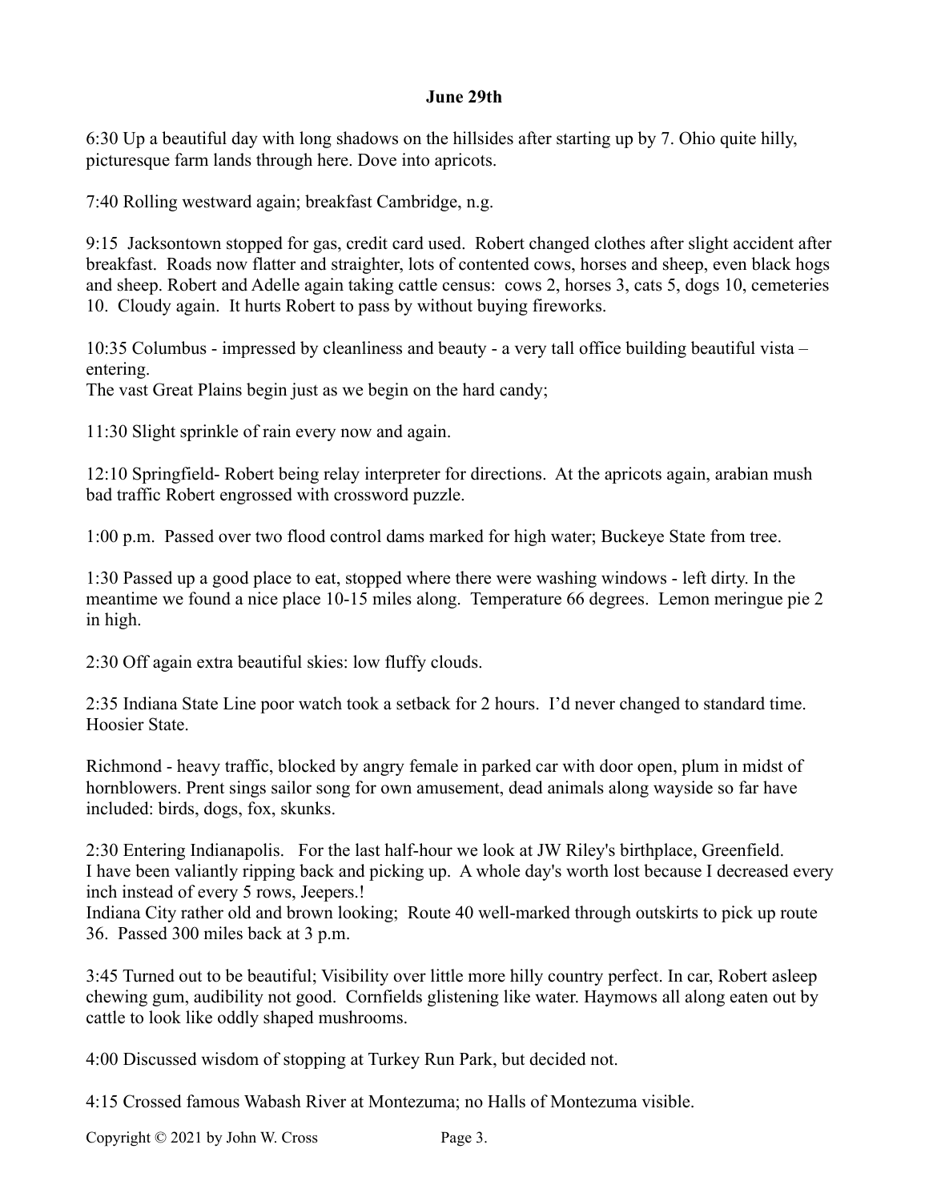**June 29th**

6:30 Up a beautiful day with long shadows on the hillsides after starting up by 7. Ohio quite hilly, picturesque farm lands through here. Dove into apricots.

7:40 Rolling westward again; breakfast Cambridge, n.g.

9:15 Jacksontown stopped for gas, credit card used. Robert changed clothes after slight accident after breakfast. Roads now flatter and straighter, lots of contented cows, horses and sheep, even black hogs and sheep. Robert and Adelle again taking cattle census: cows 2, horses 3, cats 5, dogs 10, cemeteries 10. Cloudy again. It hurts Robert to pass by without buying fireworks.

10:35 Columbus - impressed by cleanliness and beauty - a very tall office building beautiful vista – entering.
The vast Great Plains begin just as we begin on the hard candy;

11:30 Slight sprinkle of rain every now and again.

12:10 Springfield- Robert being relay interpreter for directions. At the apricots again, arabian mush bad traffic Robert engrossed with crossword puzzle.

1:00 p.m. Passed over two flood control dams marked for high water; Buckeye State from tree.

1:30 Passed up a good place to eat, stopped where there were washing windows - left dirty. In the meantime we found a nice place 10-15 miles along. Temperature 66 degrees. Lemon meringue pie 2 in high.

2:30 Off again extra beautiful skies: low fluffy clouds.

2:35 Indiana State Line poor watch took a setback for 2 hours. I'd never changed to standard time. Hoosier State.

Richmond - heavy traffic, blocked by angry female in parked car with door open, plum in midst of hornblowers. Prent sings sailor song for own amusement, dead animals along wayside so far have included: birds, dogs, fox, skunks.

2:30 Entering Indianapolis. For the last half-hour we look at JW Riley's birthplace, Greenfield.
I have been valiantly ripping back and picking up. A whole day's worth lost because I decreased every inch instead of every 5 rows, Jeepers.!
Indiana City rather old and brown looking; Route 40 well-marked through outskirts to pick up route 36. Passed 300 miles back at 3 p.m.

3:45 Turned out to be beautiful; Visibility over little more hilly country perfect. In car, Robert asleep chewing gum, audibility not good. Cornfields glistening like water. Haymows all along eaten out by cattle to look like oddly shaped mushrooms.

4:00 Discussed wisdom of stopping at Turkey Run Park, but decided not.

4:15 Crossed famous Wabash River at Montezuma; no Halls of Montezuma visible.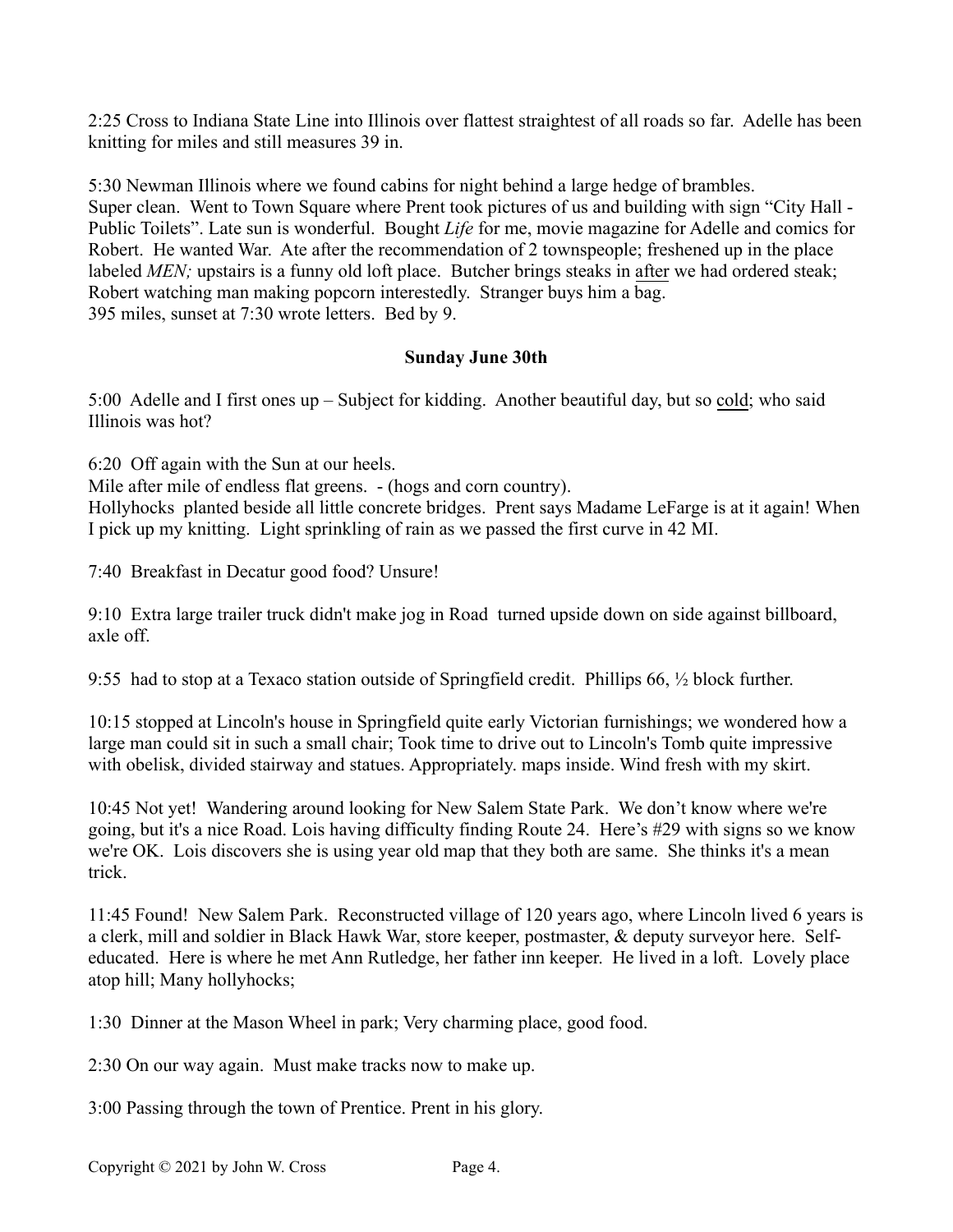2:25 Cross to Indiana State Line into Illinois over flattest straightest of all roads so far. Adelle has been knitting for miles and still measures 39 in.

5:30 Newman Illinois where we found cabins for night behind a large hedge of brambles.
Super clean. Went to Town Square where Prent took pictures of us and building with sign "City Hall - Public Toilets". Late sun is wonderful. Bought *Life* for me, movie magazine for Adelle and comics for Robert. He wanted War. Ate after the recommendation of 2 townspeople; freshened up in the place labeled *MEN;* upstairs is a funny old loft place. Butcher brings steaks in <u>after</u> we had ordered steak; Robert watching man making popcorn interestedly. Stranger buys him a bag.
395 miles, sunset at 7:30 wrote letters. Bed by 9.

**Sunday June 30th**

5:00 Adelle and I first ones up – Subject for kidding. Another beautiful day, but so <u>cold</u>; who said Illinois was hot?

6:20 Off again with the Sun at our heels.
Mile after mile of endless flat greens. - (hogs and corn country).
Hollyhocks planted beside all little concrete bridges. Prent says Madame LeFarge is at it again! When I pick up my knitting. Light sprinkling of rain as we passed the first curve in 42 MI.

7:40 Breakfast in Decatur good food? Unsure!

9:10 Extra large trailer truck didn't make jog in Road turned upside down on side against billboard, axle off.

9:55 had to stop at a Texaco station outside of Springfield credit. Phillips 66, ½ block further.

10:15 stopped at Lincoln's house in Springfield quite early Victorian furnishings; we wondered how a large man could sit in such a small chair; Took time to drive out to Lincoln's Tomb quite impressive with obelisk, divided stairway and statues. Appropriately. maps inside. Wind fresh with my skirt.

10:45 Not yet! Wandering around looking for New Salem State Park. We don't know where we're going, but it's a nice Road. Lois having difficulty finding Route 24. Here's #29 with signs so we know we're OK. Lois discovers she is using year old map that they both are same. She thinks it's a mean trick.

11:45 Found! New Salem Park. Reconstructed village of 120 years ago, where Lincoln lived 6 years is a clerk, mill and soldier in Black Hawk War, store keeper, postmaster, & deputy surveyor here. Self-educated. Here is where he met Ann Rutledge, her father inn keeper. He lived in a loft. Lovely place atop hill; Many hollyhocks;

1:30 Dinner at the Mason Wheel in park; Very charming place, good food.

2:30 On our way again. Must make tracks now to make up.

3:00 Passing through the town of Prentice. Prent in his glory.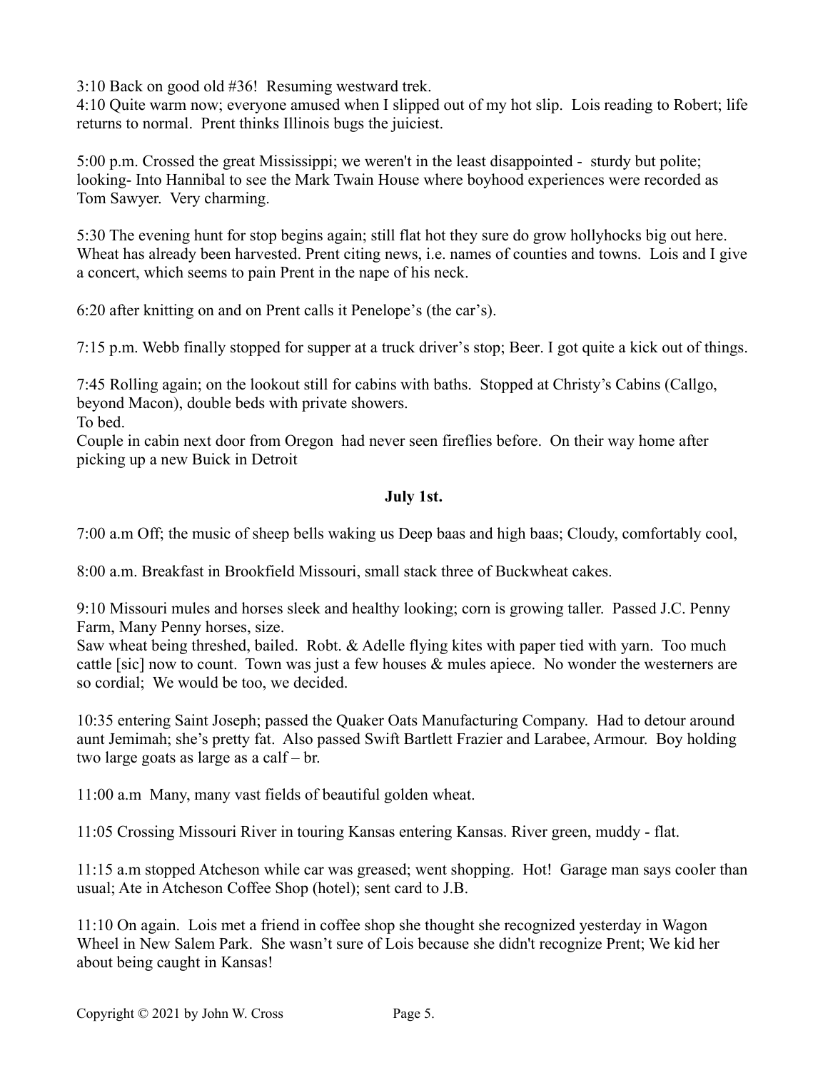3:10 Back on good old #36! Resuming westward trek.
4:10 Quite warm now; everyone amused when I slipped out of my hot slip. Lois reading to Robert; life returns to normal. Prent thinks Illinois bugs the juiciest.

5:00 p.m. Crossed the great Mississippi; we weren't in the least disappointed - sturdy but polite; looking- Into Hannibal to see the Mark Twain House where boyhood experiences were recorded as Tom Sawyer. Very charming.

5:30 The evening hunt for stop begins again; still flat hot they sure do grow hollyhocks big out here. Wheat has already been harvested. Prent citing news, i.e. names of counties and towns. Lois and I give a concert, which seems to pain Prent in the nape of his neck.

6:20 after knitting on and on Prent calls it Penelope's (the car's).

7:15 p.m. Webb finally stopped for supper at a truck driver's stop; Beer. I got quite a kick out of things.

7:45 Rolling again; on the lookout still for cabins with baths. Stopped at Christy's Cabins (Callgo, beyond Macon), double beds with private showers.
To bed.
Couple in cabin next door from Oregon had never seen fireflies before. On their way home after picking up a new Buick in Detroit

**July 1st.**

7:00 a.m Off; the music of sheep bells waking us Deep baas and high baas; Cloudy, comfortably cool,

8:00 a.m. Breakfast in Brookfield Missouri, small stack three of Buckwheat cakes.

9:10 Missouri mules and horses sleek and healthy looking; corn is growing taller. Passed J.C. Penny Farm, Many Penny horses, size.
Saw wheat being threshed, bailed. Robt. & Adelle flying kites with paper tied with yarn. Too much cattle [sic] now to count. Town was just a few houses & mules apiece. No wonder the westerners are so cordial; We would be too, we decided.

10:35 entering Saint Joseph; passed the Quaker Oats Manufacturing Company. Had to detour around aunt Jemimah; she's pretty fat. Also passed Swift Bartlett Frazier and Larabee, Armour. Boy holding two large goats as large as a calf – br.

11:00 a.m Many, many vast fields of beautiful golden wheat.

11:05 Crossing Missouri River in touring Kansas entering Kansas. River green, muddy - flat.

11:15 a.m stopped Atcheson while car was greased; went shopping. Hot! Garage man says cooler than usual; Ate in Atcheson Coffee Shop (hotel); sent card to J.B.

11:10 On again. Lois met a friend in coffee shop she thought she recognized yesterday in Wagon Wheel in New Salem Park. She wasn't sure of Lois because she didn't recognize Prent; We kid her about being caught in Kansas!

Copyright © 2021 by John W. Cross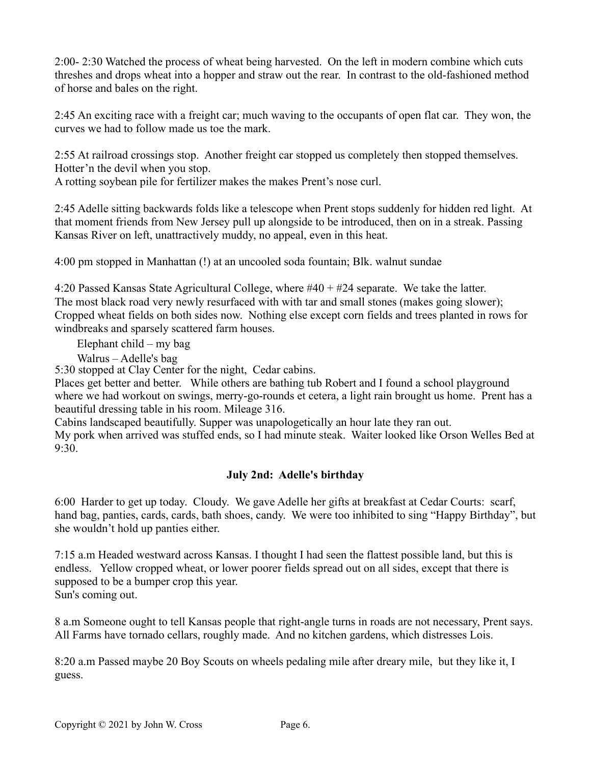2:00- 2:30 Watched the process of wheat being harvested. On the left in modern combine which cuts threshes and drops wheat into a hopper and straw out the rear. In contrast to the old-fashioned method of horse and bales on the right.

2:45 An exciting race with a freight car; much waving to the occupants of open flat car. They won, the curves we had to follow made us toe the mark.

2:55 At railroad crossings stop. Another freight car stopped us completely then stopped themselves. Hotter'n the devil when you stop.
A rotting soybean pile for fertilizer makes the makes Prent's nose curl.

2:45 Adelle sitting backwards folds like a telescope when Prent stops suddenly for hidden red light. At that moment friends from New Jersey pull up alongside to be introduced, then on in a streak. Passing Kansas River on left, unattractively muddy, no appeal, even in this heat.

4:00 pm stopped in Manhattan (!) at an uncooled soda fountain; Blk. walnut sundae

4:20 Passed Kansas State Agricultural College, where #40 + #24 separate. We take the latter.
The most black road very newly resurfaced with with tar and small stones (makes going slower);
Cropped wheat fields on both sides now. Nothing else except corn fields and trees planted in rows for windbreaks and sparsely scattered farm houses.

Elephant child – my bag

Walrus – Adelle's bag

5:30 stopped at Clay Center for the night, Cedar cabins.
Places get better and better. While others are bathing tub Robert and I found a school playground where we had workout on swings, merry-go-rounds et cetera, a light rain brought us home. Prent has a beautiful dressing table in his room. Mileage 316.
Cabins landscaped beautifully. Supper was unapologetically an hour late they ran out.
My pork when arrived was stuffed ends, so I had minute steak. Waiter looked like Orson Welles Bed at 9:30.

**July 2nd: Adelle's birthday**

6:00 Harder to get up today. Cloudy. We gave Adelle her gifts at breakfast at Cedar Courts: scarf, hand bag, panties, cards, cards, bath shoes, candy. We were too inhibited to sing "Happy Birthday", but she wouldn't hold up panties either.

7:15 a.m Headed westward across Kansas. I thought I had seen the flattest possible land, but this is endless. Yellow cropped wheat, or lower poorer fields spread out on all sides, except that there is supposed to be a bumper crop this year.
Sun's coming out.

8 a.m Someone ought to tell Kansas people that right-angle turns in roads are not necessary, Prent says. All Farms have tornado cellars, roughly made. And no kitchen gardens, which distresses Lois.

8:20 a.m Passed maybe 20 Boy Scouts on wheels pedaling mile after dreary mile, but they like it, I guess.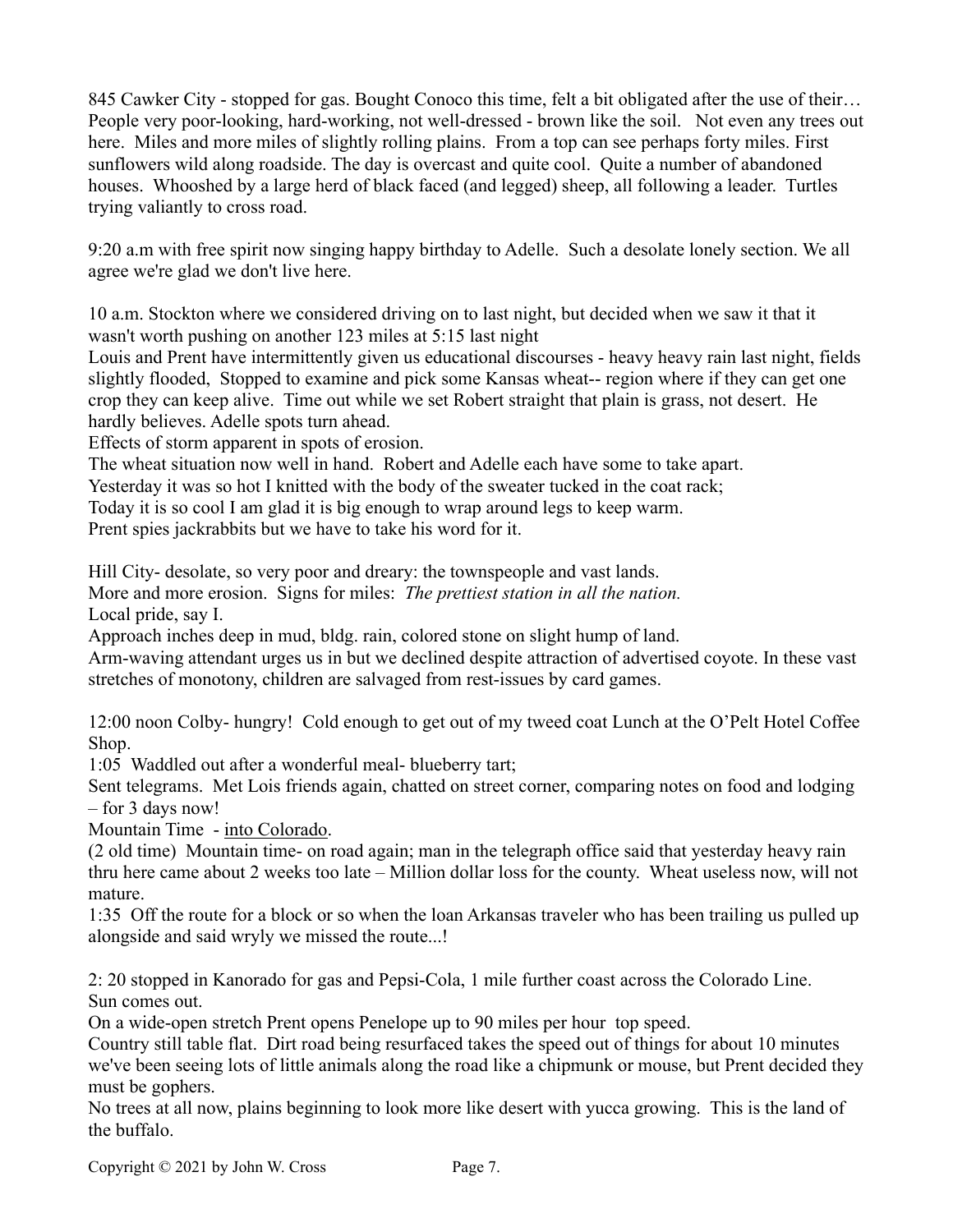845 Cawker City - stopped for gas. Bought Conoco this time, felt a bit obligated after the use of their… People very poor-looking, hard-working, not well-dressed - brown like the soil. Not even any trees out here. Miles and more miles of slightly rolling plains. From a top can see perhaps forty miles. First sunflowers wild along roadside. The day is overcast and quite cool. Quite a number of abandoned houses. Whooshed by a large herd of black faced (and legged) sheep, all following a leader. Turtles trying valiantly to cross road.

9:20 a.m with free spirit now singing happy birthday to Adelle. Such a desolate lonely section. We all agree we're glad we don't live here.

10 a.m. Stockton where we considered driving on to last night, but decided when we saw it that it wasn't worth pushing on another 123 miles at 5:15 last night

Louis and Prent have intermittently given us educational discourses - heavy heavy rain last night, fields slightly flooded, Stopped to examine and pick some Kansas wheat-- region where if they can get one crop they can keep alive. Time out while we set Robert straight that plain is grass, not desert. He hardly believes. Adelle spots turn ahead.

Effects of storm apparent in spots of erosion.

The wheat situation now well in hand. Robert and Adelle each have some to take apart.

Yesterday it was so hot I knitted with the body of the sweater tucked in the coat rack;

Today it is so cool I am glad it is big enough to wrap around legs to keep warm.

Prent spies jackrabbits but we have to take his word for it.

Hill City- desolate, so very poor and dreary: the townspeople and vast lands.

More and more erosion. Signs for miles: *The prettiest station in all the nation.*

Local pride, say I.

Approach inches deep in mud, bldg. rain, colored stone on slight hump of land.

Arm-waving attendant urges us in but we declined despite attraction of advertised coyote. In these vast stretches of monotony, children are salvaged from rest-issues by card games.

12:00 noon Colby- hungry! Cold enough to get out of my tweed coat Lunch at the O'Pelt Hotel Coffee Shop.

1:05 Waddled out after a wonderful meal- blueberry tart;

Sent telegrams. Met Lois friends again, chatted on street corner, comparing notes on food and lodging – for 3 days now!

Mountain Time - <u>into Colorado</u>.

(2 old time) Mountain time- on road again; man in the telegraph office said that yesterday heavy rain thru here came about 2 weeks too late – Million dollar loss for the county. Wheat useless now, will not mature.

1:35 Off the route for a block or so when the loan Arkansas traveler who has been trailing us pulled up alongside and said wryly we missed the route...!

2: 20 stopped in Kanorado for gas and Pepsi-Cola, 1 mile further coast across the Colorado Line.

Sun comes out.

On a wide-open stretch Prent opens Penelope up to 90 miles per hour top speed.

Country still table flat. Dirt road being resurfaced takes the speed out of things for about 10 minutes we've been seeing lots of little animals along the road like a chipmunk or mouse, but Prent decided they must be gophers.

No trees at all now, plains beginning to look more like desert with yucca growing. This is the land of the buffalo.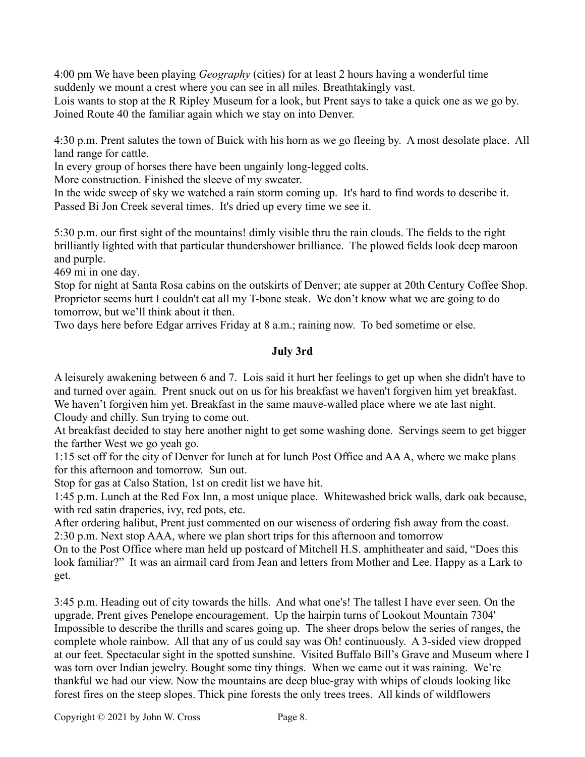4:00 pm We have been playing *Geography* (cities) for at least 2 hours having a wonderful time suddenly we mount a crest where you can see in all miles. Breathtakingly vast.
Lois wants to stop at the R Ripley Museum for a look, but Prent says to take a quick one as we go by.
Joined Route 40 the familiar again which we stay on into Denver.

4:30 p.m. Prent salutes the town of Buick with his horn as we go fleeing by. A most desolate place. All land range for cattle.
In every group of horses there have been ungainly long-legged colts.
More construction. Finished the sleeve of my sweater.
In the wide sweep of sky we watched a rain storm coming up. It's hard to find words to describe it.
Passed Bi Jon Creek several times. It's dried up every time we see it.

5:30 p.m. our first sight of the mountains! dimly visible thru the rain clouds. The fields to the right brilliantly lighted with that particular thundershower brilliance. The plowed fields look deep maroon and purple.
469 mi in one day.
Stop for night at Santa Rosa cabins on the outskirts of Denver; ate supper at 20th Century Coffee Shop. Proprietor seems hurt I couldn't eat all my T-bone steak. We don't know what we are going to do tomorrow, but we'll think about it then.
Two days here before Edgar arrives Friday at 8 a.m.; raining now. To bed sometime or else.

**July 3rd**

A leisurely awakening between 6 and 7. Lois said it hurt her feelings to get up when she didn't have to and turned over again. Prent snuck out on us for his breakfast we haven't forgiven him yet breakfast. We haven't forgiven him yet. Breakfast in the same mauve-walled place where we ate last night. Cloudy and chilly. Sun trying to come out.
At breakfast decided to stay here another night to get some washing done. Servings seem to get bigger the farther West we go yeah go.
1:15 set off for the city of Denver for lunch at for lunch Post Office and AA A, where we make plans for this afternoon and tomorrow. Sun out.
Stop for gas at Calso Station, 1st on credit list we have hit.
1:45 p.m. Lunch at the Red Fox Inn, a most unique place. Whitewashed brick walls, dark oak because, with red satin draperies, ivy, red pots, etc.
After ordering halibut, Prent just commented on our wiseness of ordering fish away from the coast.
2:30 p.m. Next stop AAA, where we plan short trips for this afternoon and tomorrow
On to the Post Office where man held up postcard of Mitchell H.S. amphitheater and said, "Does this look familiar?" It was an airmail card from Jean and letters from Mother and Lee. Happy as a Lark to get.

3:45 p.m. Heading out of city towards the hills. And what one's! The tallest I have ever seen. On the upgrade, Prent gives Penelope encouragement. Up the hairpin turns of Lookout Mountain 7304' Impossible to describe the thrills and scares going up. The sheer drops below the series of ranges, the complete whole rainbow. All that any of us could say was Oh! continuously. A 3-sided view dropped at our feet. Spectacular sight in the spotted sunshine. Visited Buffalo Bill's Grave and Museum where I was torn over Indian jewelry. Bought some tiny things. When we came out it was raining. We're thankful we had our view. Now the mountains are deep blue-gray with whips of clouds looking like forest fires on the steep slopes. Thick pine forests the only trees trees. All kinds of wildflowers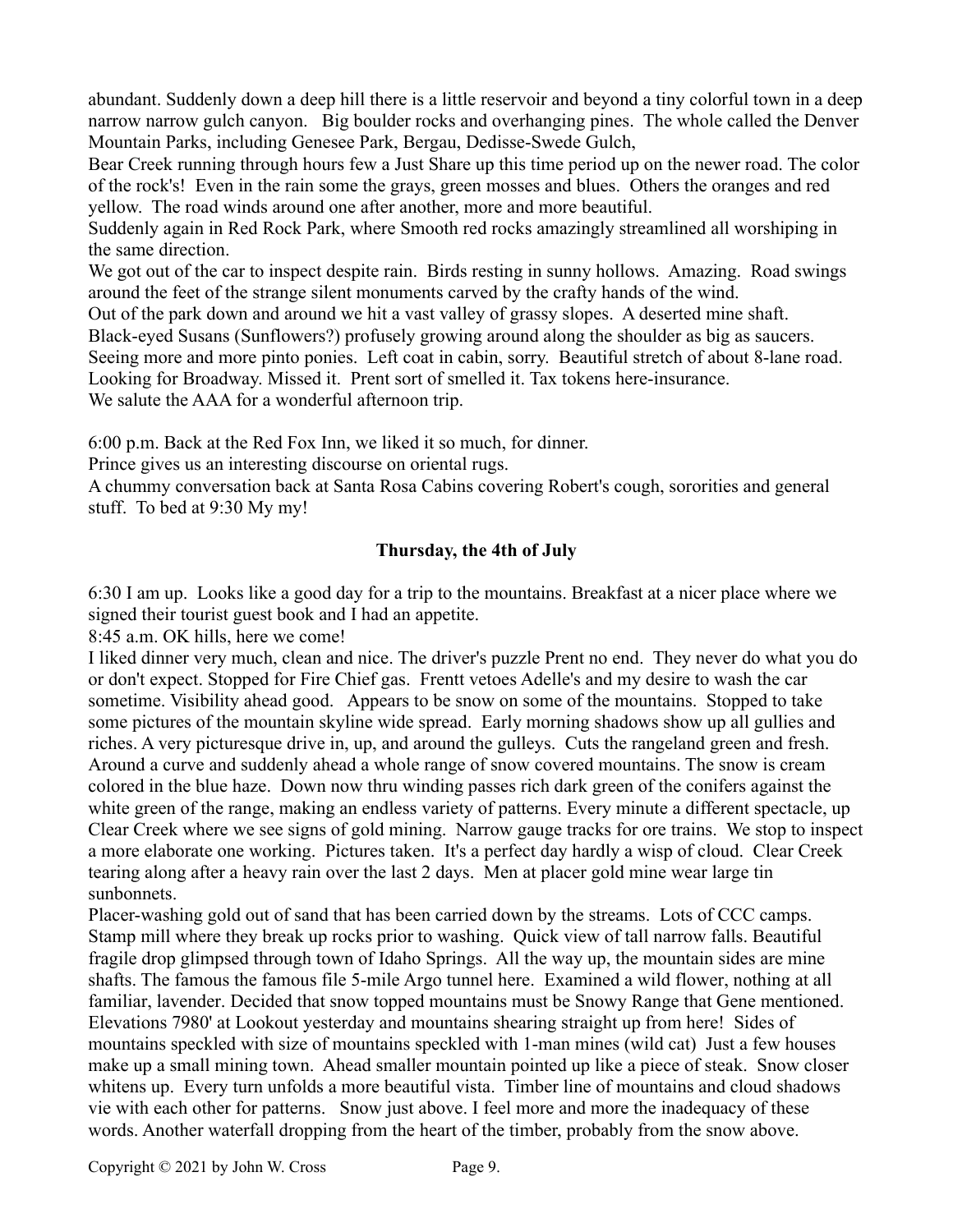abundant. Suddenly down a deep hill there is a little reservoir and beyond a tiny colorful town in a deep narrow narrow gulch canyon. Big boulder rocks and overhanging pines. The whole called the Denver Mountain Parks, including Genesee Park, Bergau, Dedisse-Swede Gulch,

Bear Creek running through hours few a Just Share up this time period up on the newer road. The color of the rock's! Even in the rain some the grays, green mosses and blues. Others the oranges and red yellow. The road winds around one after another, more and more beautiful.

Suddenly again in Red Rock Park, where Smooth red rocks amazingly streamlined all worshiping in the same direction.

We got out of the car to inspect despite rain. Birds resting in sunny hollows. Amazing. Road swings around the feet of the strange silent monuments carved by the crafty hands of the wind.

Out of the park down and around we hit a vast valley of grassy slopes. A deserted mine shaft.

Black-eyed Susans (Sunflowers?) profusely growing around along the shoulder as big as saucers.

Seeing more and more pinto ponies. Left coat in cabin, sorry. Beautiful stretch of about 8-lane road.

Looking for Broadway. Missed it. Prent sort of smelled it. Tax tokens here-insurance.

We salute the AAA for a wonderful afternoon trip.

6:00 p.m. Back at the Red Fox Inn, we liked it so much, for dinner.

Prince gives us an interesting discourse on oriental rugs.

A chummy conversation back at Santa Rosa Cabins covering Robert's cough, sororities and general stuff. To bed at 9:30 My my!

**Thursday, the 4th of July**

6:30 I am up. Looks like a good day for a trip to the mountains. Breakfast at a nicer place where we signed their tourist guest book and I had an appetite.

8:45 a.m. OK hills, here we come!

I liked dinner very much, clean and nice. The driver's puzzle Prent no end. They never do what you do or don't expect. Stopped for Fire Chief gas. Frentt vetoes Adelle's and my desire to wash the car sometime. Visibility ahead good. Appears to be snow on some of the mountains. Stopped to take some pictures of the mountain skyline wide spread. Early morning shadows show up all gullies and riches. A very picturesque drive in, up, and around the gulleys. Cuts the rangeland green and fresh. Around a curve and suddenly ahead a whole range of snow covered mountains. The snow is cream colored in the blue haze. Down now thru winding passes rich dark green of the conifers against the white green of the range, making an endless variety of patterns. Every minute a different spectacle, up Clear Creek where we see signs of gold mining. Narrow gauge tracks for ore trains. We stop to inspect a more elaborate one working. Pictures taken. It's a perfect day hardly a wisp of cloud. Clear Creek tearing along after a heavy rain over the last 2 days. Men at placer gold mine wear large tin sunbonnets.

Placer-washing gold out of sand that has been carried down by the streams. Lots of CCC camps. Stamp mill where they break up rocks prior to washing. Quick view of tall narrow falls. Beautiful fragile drop glimpsed through town of Idaho Springs. All the way up, the mountain sides are mine shafts. The famous the famous file 5-mile Argo tunnel here. Examined a wild flower, nothing at all familiar, lavender. Decided that snow topped mountains must be Snowy Range that Gene mentioned. Elevations 7980' at Lookout yesterday and mountains shearing straight up from here! Sides of mountains speckled with size of mountains speckled with 1-man mines (wild cat) Just a few houses make up a small mining town. Ahead smaller mountain pointed up like a piece of steak. Snow closer whitens up. Every turn unfolds a more beautiful vista. Timber line of mountains and cloud shadows vie with each other for patterns. Snow just above. I feel more and more the inadequacy of these words. Another waterfall dropping from the heart of the timber, probably from the snow above.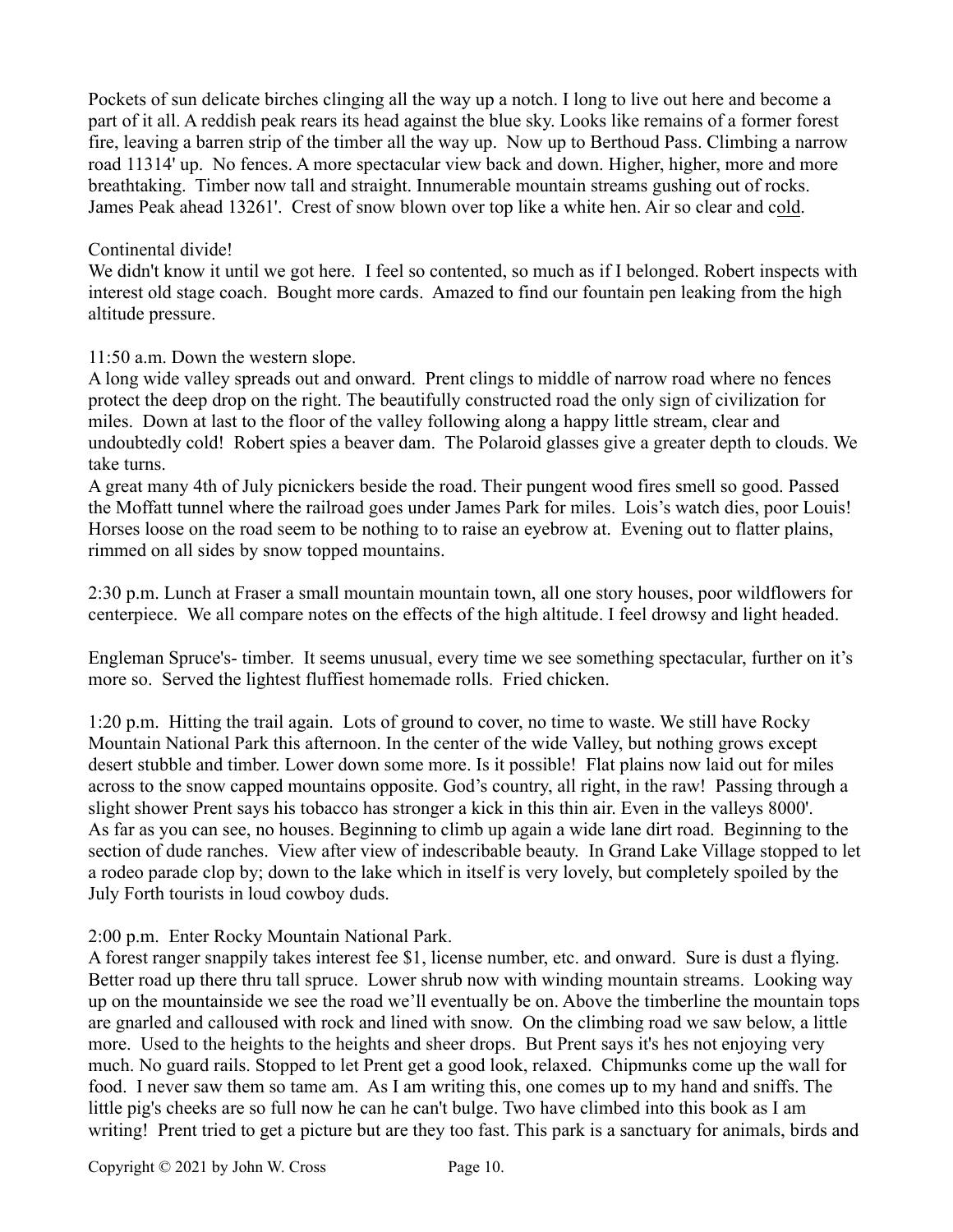Pockets of sun delicate birches clinging all the way up a notch. I long to live out here and become a part of it all. A reddish peak rears its head against the blue sky. Looks like remains of a former forest fire, leaving a barren strip of the timber all the way up. Now up to Berthoud Pass. Climbing a narrow road 11314' up. No fences. A more spectacular view back and down. Higher, higher, more and more breathtaking. Timber now tall and straight. Innumerable mountain streams gushing out of rocks. James Peak ahead 13261'. Crest of snow blown over top like a white hen. Air so clear and cold.

Continental divide!
We didn't know it until we got here. I feel so contented, so much as if I belonged. Robert inspects with interest old stage coach. Bought more cards. Amazed to find our fountain pen leaking from the high altitude pressure.

11:50 a.m. Down the western slope.
A long wide valley spreads out and onward. Prent clings to middle of narrow road where no fences protect the deep drop on the right. The beautifully constructed road the only sign of civilization for miles. Down at last to the floor of the valley following along a happy little stream, clear and undoubtedly cold! Robert spies a beaver dam. The Polaroid glasses give a greater depth to clouds. We take turns.
A great many 4th of July picnickers beside the road. Their pungent wood fires smell so good. Passed the Moffatt tunnel where the railroad goes under James Park for miles. Lois's watch dies, poor Louis! Horses loose on the road seem to be nothing to to raise an eyebrow at. Evening out to flatter plains, rimmed on all sides by snow topped mountains.

2:30 p.m. Lunch at Fraser a small mountain mountain town, all one story houses, poor wildflowers for centerpiece. We all compare notes on the effects of the high altitude. I feel drowsy and light headed.

Engleman Spruce's- timber. It seems unusual, every time we see something spectacular, further on it's more so. Served the lightest fluffiest homemade rolls. Fried chicken.

1:20 p.m. Hitting the trail again. Lots of ground to cover, no time to waste. We still have Rocky Mountain National Park this afternoon. In the center of the wide Valley, but nothing grows except desert stubble and timber. Lower down some more. Is it possible! Flat plains now laid out for miles across to the snow capped mountains opposite. God's country, all right, in the raw! Passing through a slight shower Prent says his tobacco has stronger a kick in this thin air. Even in the valleys 8000'. As far as you can see, no houses. Beginning to climb up again a wide lane dirt road. Beginning to the section of dude ranches. View after view of indescribable beauty. In Grand Lake Village stopped to let a rodeo parade clop by; down to the lake which in itself is very lovely, but completely spoiled by the July Forth tourists in loud cowboy duds.

2:00 p.m. Enter Rocky Mountain National Park.
A forest ranger snappily takes interest fee $1, license number, etc. and onward. Sure is dust a flying. Better road up there thru tall spruce. Lower shrub now with winding mountain streams. Looking way up on the mountainside we see the road we'll eventually be on. Above the timberline the mountain tops are gnarled and calloused with rock and lined with snow. On the climbing road we saw below, a little more. Used to the heights to the heights and sheer drops. But Prent says it's hes not enjoying very much. No guard rails. Stopped to let Prent get a good look, relaxed. Chipmunks come up the wall for food. I never saw them so tame am. As I am writing this, one comes up to my hand and sniffs. The little pig's cheeks are so full now he can he can't bulge. Two have climbed into this book as I am writing! Prent tried to get a picture but are they too fast. This park is a sanctuary for animals, birds and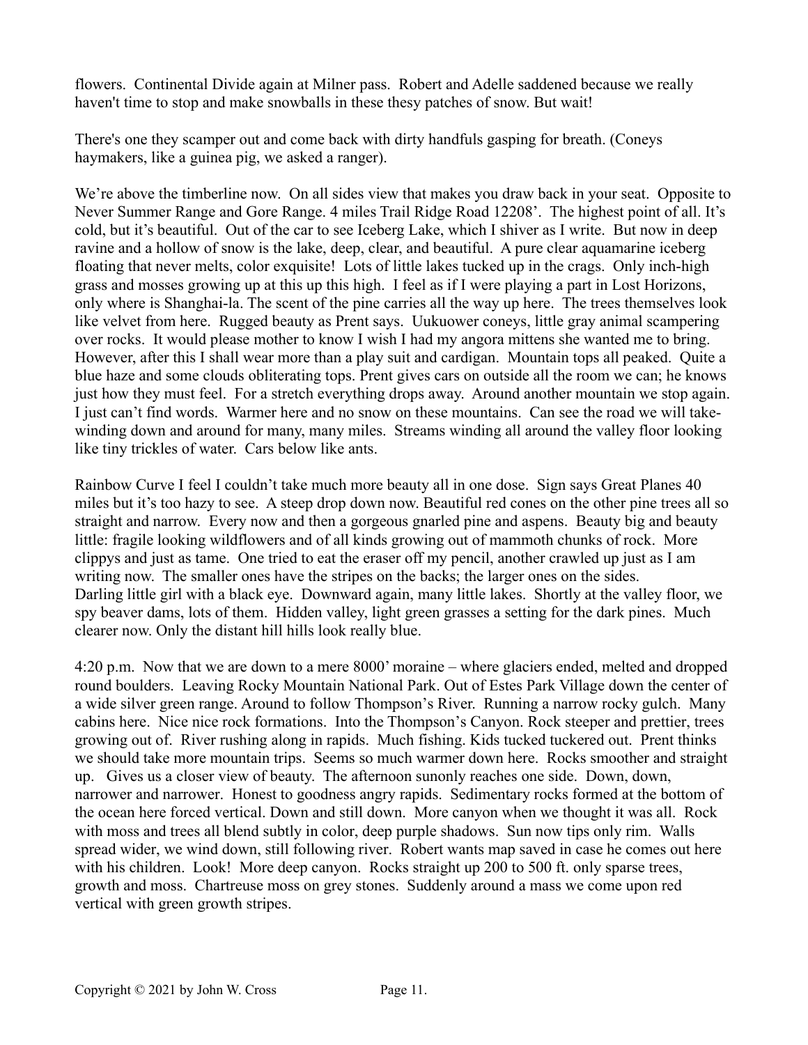flowers. Continental Divide again at Milner pass. Robert and Adelle saddened because we really haven't time to stop and make snowballs in these thesy patches of snow. But wait!

There's one they scamper out and come back with dirty handfuls gasping for breath. (Coneys haymakers, like a guinea pig, we asked a ranger).

We're above the timberline now. On all sides view that makes you draw back in your seat. Opposite to Never Summer Range and Gore Range. 4 miles Trail Ridge Road 12208'. The highest point of all. It's cold, but it's beautiful. Out of the car to see Iceberg Lake, which I shiver as I write. But now in deep ravine and a hollow of snow is the lake, deep, clear, and beautiful. A pure clear aquamarine iceberg floating that never melts, color exquisite! Lots of little lakes tucked up in the crags. Only inch-high grass and mosses growing up at this up this high. I feel as if I were playing a part in Lost Horizons, only where is Shanghai-la. The scent of the pine carries all the way up here. The trees themselves look like velvet from here. Rugged beauty as Prent says. Uukuower coneys, little gray animal scampering over rocks. It would please mother to know I wish I had my angora mittens she wanted me to bring. However, after this I shall wear more than a play suit and cardigan. Mountain tops all peaked. Quite a blue haze and some clouds obliterating tops. Prent gives cars on outside all the room we can; he knows just how they must feel. For a stretch everything drops away. Around another mountain we stop again. I just can't find words. Warmer here and no snow on these mountains. Can see the road we will take- winding down and around for many, many miles. Streams winding all around the valley floor looking like tiny trickles of water. Cars below like ants.

Rainbow Curve I feel I couldn't take much more beauty all in one dose. Sign says Great Planes 40 miles but it's too hazy to see. A steep drop down now. Beautiful red cones on the other pine trees all so straight and narrow. Every now and then a gorgeous gnarled pine and aspens. Beauty big and beauty little: fragile looking wildflowers and of all kinds growing out of mammoth chunks of rock. More clippys and just as tame. One tried to eat the eraser off my pencil, another crawled up just as I am writing now. The smaller ones have the stripes on the backs; the larger ones on the sides.
Darling little girl with a black eye. Downward again, many little lakes. Shortly at the valley floor, we spy beaver dams, lots of them. Hidden valley, light green grasses a setting for the dark pines. Much clearer now. Only the distant hill hills look really blue.

4:20 p.m. Now that we are down to a mere 8000' moraine – where glaciers ended, melted and dropped round boulders. Leaving Rocky Mountain National Park. Out of Estes Park Village down the center of a wide silver green range. Around to follow Thompson's River. Running a narrow rocky gulch. Many cabins here. Nice nice rock formations. Into the Thompson's Canyon. Rock steeper and prettier, trees growing out of. River rushing along in rapids. Much fishing. Kids tucked tuckered out. Prent thinks we should take more mountain trips. Seems so much warmer down here. Rocks smoother and straight up. Gives us a closer view of beauty. The afternoon sunonly reaches one side. Down, down, narrower and narrower. Honest to goodness angry rapids. Sedimentary rocks formed at the bottom of the ocean here forced vertical. Down and still down. More canyon when we thought it was all. Rock with moss and trees all blend subtly in color, deep purple shadows. Sun now tips only rim. Walls spread wider, we wind down, still following river. Robert wants map saved in case he comes out here with his children. Look! More deep canyon. Rocks straight up 200 to 500 ft. only sparse trees, growth and moss. Chartreuse moss on grey stones. Suddenly around a mass we come upon red vertical with green growth stripes.

Copyright © 2021 by John W. Cross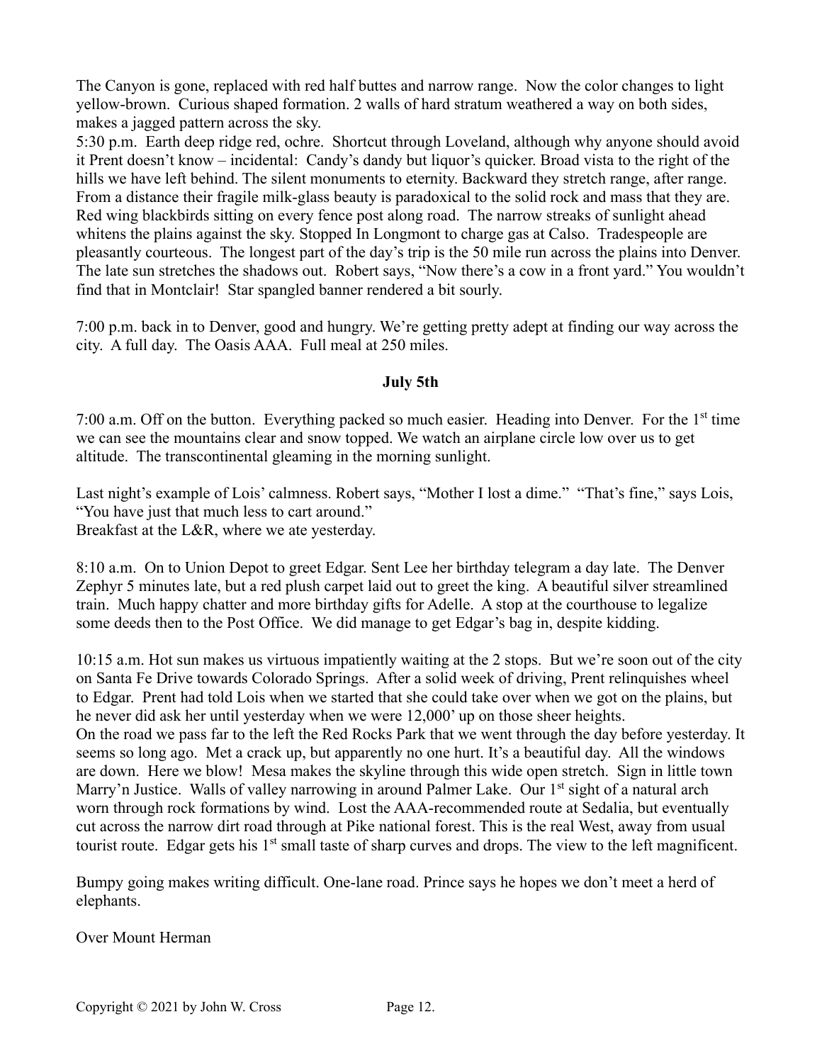The Canyon is gone, replaced with red half buttes and narrow range. Now the color changes to light yellow-brown. Curious shaped formation. 2 walls of hard stratum weathered a way on both sides, makes a jagged pattern across the sky.

5:30 p.m. Earth deep ridge red, ochre. Shortcut through Loveland, although why anyone should avoid it Prent doesn't know – incidental: Candy's dandy but liquor's quicker. Broad vista to the right of the hills we have left behind. The silent monuments to eternity. Backward they stretch range, after range. From a distance their fragile milk-glass beauty is paradoxical to the solid rock and mass that they are. Red wing blackbirds sitting on every fence post along road. The narrow streaks of sunlight ahead whitens the plains against the sky. Stopped In Longmont to charge gas at Calso. Tradespeople are pleasantly courteous. The longest part of the day's trip is the 50 mile run across the plains into Denver. The late sun stretches the shadows out. Robert says, "Now there's a cow in a front yard." You wouldn't find that in Montclair! Star spangled banner rendered a bit sourly.

7:00 p.m. back in to Denver, good and hungry. We're getting pretty adept at finding our way across the city. A full day. The Oasis AAA. Full meal at 250 miles.

**July 5th**

7:00 a.m. Off on the button. Everything packed so much easier. Heading into Denver. For the 1st time we can see the mountains clear and snow topped. We watch an airplane circle low over us to get altitude. The transcontinental gleaming in the morning sunlight.

Last night's example of Lois' calmness. Robert says, "Mother I lost a dime." "That's fine," says Lois, "You have just that much less to cart around."
Breakfast at the L&R, where we ate yesterday.

8:10 a.m. On to Union Depot to greet Edgar. Sent Lee her birthday telegram a day late. The Denver Zephyr 5 minutes late, but a red plush carpet laid out to greet the king. A beautiful silver streamlined train. Much happy chatter and more birthday gifts for Adelle. A stop at the courthouse to legalize some deeds then to the Post Office. We did manage to get Edgar's bag in, despite kidding.

10:15 a.m. Hot sun makes us virtuous impatiently waiting at the 2 stops. But we're soon out of the city on Santa Fe Drive towards Colorado Springs. After a solid week of driving, Prent relinquishes wheel to Edgar. Prent had told Lois when we started that she could take over when we got on the plains, but he never did ask her until yesterday when we were 12,000' up on those sheer heights.
On the road we pass far to the left the Red Rocks Park that we went through the day before yesterday. It seems so long ago. Met a crack up, but apparently no one hurt. It's a beautiful day. All the windows are down. Here we blow! Mesa makes the skyline through this wide open stretch. Sign in little town Marry'n Justice. Walls of valley narrowing in around Palmer Lake. Our 1st sight of a natural arch worn through rock formations by wind. Lost the AAA-recommended route at Sedalia, but eventually cut across the narrow dirt road through at Pike national forest. This is the real West, away from usual tourist route. Edgar gets his 1st small taste of sharp curves and drops. The view to the left magnificent.

Bumpy going makes writing difficult. One-lane road. Prince says he hopes we don't meet a herd of elephants.

Over Mount Herman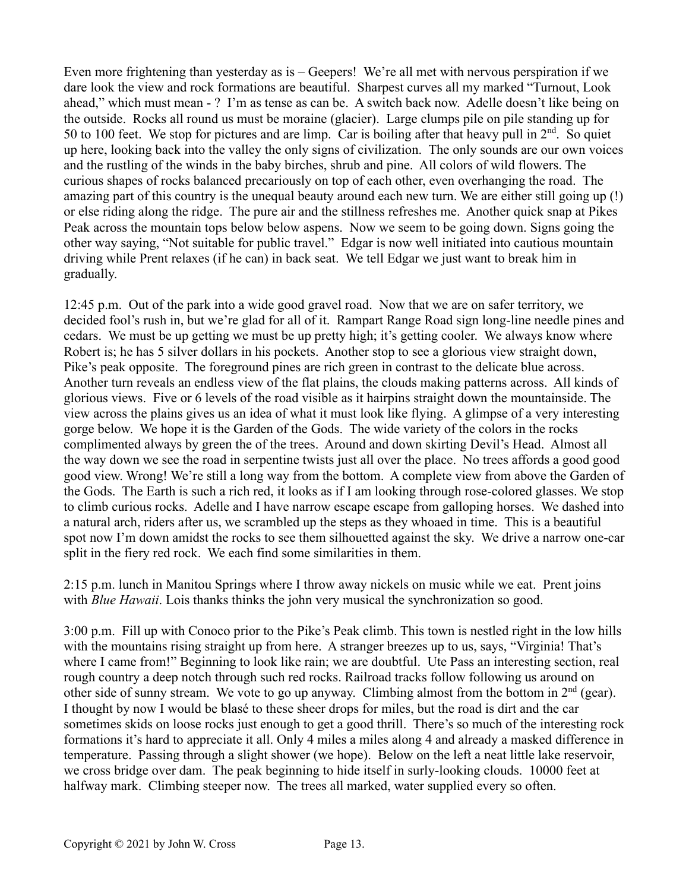Even more frightening than yesterday as is – Geepers! We're all met with nervous perspiration if we dare look the view and rock formations are beautiful. Sharpest curves all my marked "Turnout, Look ahead," which must mean - ? I'm as tense as can be. A switch back now. Adelle doesn't like being on the outside. Rocks all round us must be moraine (glacier). Large clumps pile on pile standing up for 50 to 100 feet. We stop for pictures and are limp. Car is boiling after that heavy pull in 2nd. So quiet up here, looking back into the valley the only signs of civilization. The only sounds are our own voices and the rustling of the winds in the baby birches, shrub and pine. All colors of wild flowers. The curious shapes of rocks balanced precariously on top of each other, even overhanging the road. The amazing part of this country is the unequal beauty around each new turn. We are either still going up (!) or else riding along the ridge. The pure air and the stillness refreshes me. Another quick snap at Pikes Peak across the mountain tops below below aspens. Now we seem to be going down. Signs going the other way saying, "Not suitable for public travel." Edgar is now well initiated into cautious mountain driving while Prent relaxes (if he can) in back seat. We tell Edgar we just want to break him in gradually.

12:45 p.m. Out of the park into a wide good gravel road. Now that we are on safer territory, we decided fool's rush in, but we're glad for all of it. Rampart Range Road sign long-line needle pines and cedars. We must be up getting we must be up pretty high; it's getting cooler. We always know where Robert is; he has 5 silver dollars in his pockets. Another stop to see a glorious view straight down, Pike's peak opposite. The foreground pines are rich green in contrast to the delicate blue across. Another turn reveals an endless view of the flat plains, the clouds making patterns across. All kinds of glorious views. Five or 6 levels of the road visible as it hairpins straight down the mountainside. The view across the plains gives us an idea of what it must look like flying. A glimpse of a very interesting gorge below. We hope it is the Garden of the Gods. The wide variety of the colors in the rocks complimented always by green the of the trees. Around and down skirting Devil's Head. Almost all the way down we see the road in serpentine twists just all over the place. No trees affords a good good good view. Wrong! We're still a long way from the bottom. A complete view from above the Garden of the Gods. The Earth is such a rich red, it looks as if I am looking through rose-colored glasses. We stop to climb curious rocks. Adelle and I have narrow escape escape from galloping horses. We dashed into a natural arch, riders after us, we scrambled up the steps as they whoaed in time. This is a beautiful spot now I'm down amidst the rocks to see them silhouetted against the sky. We drive a narrow one-car split in the fiery red rock. We each find some similarities in them.

2:15 p.m. lunch in Manitou Springs where I throw away nickels on music while we eat. Prent joins with *Blue Hawaii*. Lois thanks thinks the john very musical the synchronization so good.

3:00 p.m. Fill up with Conoco prior to the Pike's Peak climb. This town is nestled right in the low hills with the mountains rising straight up from here. A stranger breezes up to us, says, "Virginia! That's where I came from!" Beginning to look like rain; we are doubtful. Ute Pass an interesting section, real rough country a deep notch through such red rocks. Railroad tracks follow following us around on other side of sunny stream. We vote to go up anyway. Climbing almost from the bottom in 2nd (gear). I thought by now I would be blasé to these sheer drops for miles, but the road is dirt and the car sometimes skids on loose rocks just enough to get a good thrill. There's so much of the interesting rock formations it's hard to appreciate it all. Only 4 miles a miles along 4 and already a masked difference in temperature. Passing through a slight shower (we hope). Below on the left a neat little lake reservoir, we cross bridge over dam. The peak beginning to hide itself in surly-looking clouds. 10000 feet at halfway mark. Climbing steeper now. The trees all marked, water supplied every so often.

Copyright © 2021 by John W. Cross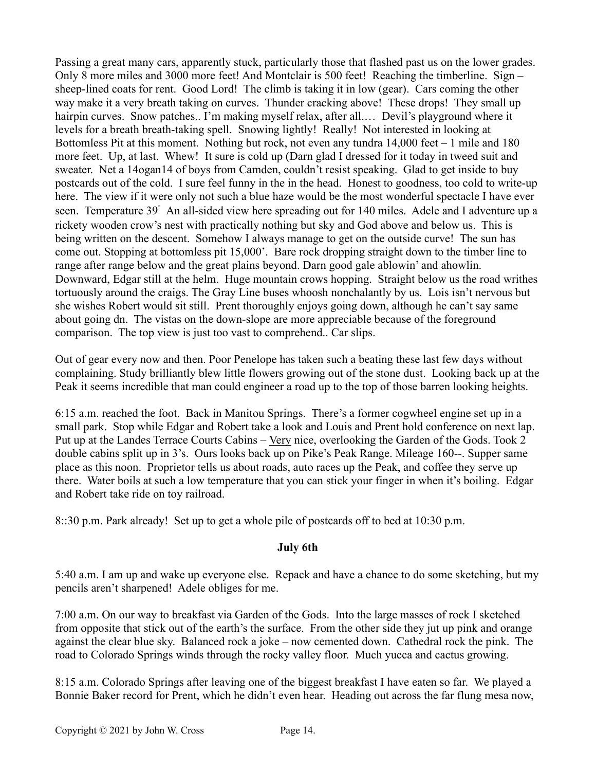Passing a great many cars, apparently stuck, particularly those that flashed past us on the lower grades. Only 8 more miles and 3000 more feet! And Montclair is 500 feet! Reaching the timberline. Sign – sheep-lined coats for rent. Good Lord! The climb is taking it in low (gear). Cars coming the other way make it a very breath taking on curves. Thunder cracking above! These drops! They small up hairpin curves. Snow patches.. I'm making myself relax, after all.… Devil's playground where it levels for a breath breath-taking spell. Snowing lightly! Really! Not interested in looking at Bottomless Pit at this moment. Nothing but rock, not even any tundra 14,000 feet – 1 mile and 180 more feet. Up, at last. Whew! It sure is cold up (Darn glad I dressed for it today in tweed suit and sweater. Net a 14ogan14 of boys from Camden, couldn't resist speaking. Glad to get inside to buy postcards out of the cold. I sure feel funny in the in the head. Honest to goodness, too cold to write-up here. The view if it were only not such a blue haze would be the most wonderful spectacle I have ever seen. Temperature 39° An all-sided view here spreading out for 140 miles. Adele and I adventure up a rickety wooden crow's nest with practically nothing but sky and God above and below us. This is being written on the descent. Somehow I always manage to get on the outside curve! The sun has come out. Stopping at bottomless pit 15,000'. Bare rock dropping straight down to the timber line to range after range below and the great plains beyond. Darn good gale ablowin' and ahowlin. Downward, Edgar still at the helm. Huge mountain crows hopping. Straight below us the road writhes tortuously around the craigs. The Gray Line buses whoosh nonchalantly by us. Lois isn't nervous but she wishes Robert would sit still. Prent thoroughly enjoys going down, although he can't say same about going dn. The vistas on the down-slope are more appreciable because of the foreground comparison. The top view is just too vast to comprehend.. Car slips.

Out of gear every now and then. Poor Penelope has taken such a beating these last few days without complaining. Study brilliantly blew little flowers growing out of the stone dust. Looking back up at the Peak it seems incredible that man could engineer a road up to the top of those barren looking heights.

6:15 a.m. reached the foot. Back in Manitou Springs. There's a former cogwheel engine set up in a small park. Stop while Edgar and Robert take a look and Louis and Prent hold conference on next lap. Put up at the Landes Terrace Courts Cabins – <u>Very</u> nice, overlooking the Garden of the Gods. Took 2 double cabins split up in 3's. Ours looks back up on Pike's Peak Range. Mileage 160--. Supper same place as this noon. Proprietor tells us about roads, auto races up the Peak, and coffee they serve up there. Water boils at such a low temperature that you can stick your finger in when it's boiling. Edgar and Robert take ride on toy railroad.

8::30 p.m. Park already! Set up to get a whole pile of postcards off to bed at 10:30 p.m.

**July 6th**

5:40 a.m. I am up and wake up everyone else. Repack and have a chance to do some sketching, but my pencils aren't sharpened! Adele obliges for me.

7:00 a.m. On our way to breakfast via Garden of the Gods. Into the large masses of rock I sketched from opposite that stick out of the earth's the surface. From the other side they jut up pink and orange against the clear blue sky. Balanced rock a joke – now cemented down. Cathedral rock the pink. The road to Colorado Springs winds through the rocky valley floor. Much yucca and cactus growing.

8:15 a.m. Colorado Springs after leaving one of the biggest breakfast I have eaten so far. We played a Bonnie Baker record for Prent, which he didn't even hear. Heading out across the far flung mesa now,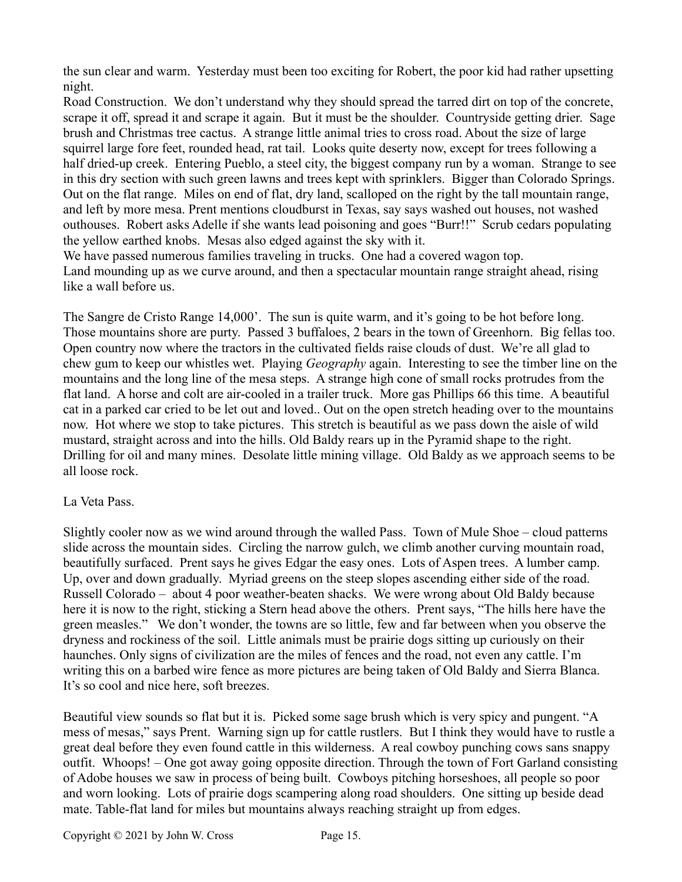the sun clear and warm. Yesterday must been too exciting for Robert, the poor kid had rather upsetting night.

Road Construction. We don't understand why they should spread the tarred dirt on top of the concrete, scrape it off, spread it and scrape it again. But it must be the shoulder. Countryside getting drier. Sage brush and Christmas tree cactus. A strange little animal tries to cross road. About the size of large squirrel large fore feet, rounded head, rat tail. Looks quite deserty now, except for trees following a half dried-up creek. Entering Pueblo, a steel city, the biggest company run by a woman. Strange to see in this dry section with such green lawns and trees kept with sprinklers. Bigger than Colorado Springs. Out on the flat range. Miles on end of flat, dry land, scalloped on the right by the tall mountain range, and left by more mesa. Prent mentions cloudburst in Texas, say says washed out houses, not washed outhouses. Robert asks Adelle if she wants lead poisoning and goes "Burr!!" Scrub cedars populating the yellow earthed knobs. Mesas also edged against the sky with it.

We have passed numerous families traveling in trucks. One had a covered wagon top.

Land mounding up as we curve around, and then a spectacular mountain range straight ahead, rising like a wall before us.

The Sangre de Cristo Range 14,000'. The sun is quite warm, and it's going to be hot before long. Those mountains shore are purty. Passed 3 buffaloes, 2 bears in the town of Greenhorn. Big fellas too. Open country now where the tractors in the cultivated fields raise clouds of dust. We're all glad to chew gum to keep our whistles wet. Playing *Geography* again. Interesting to see the timber line on the mountains and the long line of the mesa steps. A strange high cone of small rocks protrudes from the flat land. A horse and colt are air-cooled in a trailer truck. More gas Phillips 66 this time. A beautiful cat in a parked car cried to be let out and loved.. Out on the open stretch heading over to the mountains now. Hot where we stop to take pictures. This stretch is beautiful as we pass down the aisle of wild mustard, straight across and into the hills. Old Baldy rears up in the Pyramid shape to the right. Drilling for oil and many mines. Desolate little mining village. Old Baldy as we approach seems to be all loose rock.

La Veta Pass.

Slightly cooler now as we wind around through the walled Pass. Town of Mule Shoe – cloud patterns slide across the mountain sides. Circling the narrow gulch, we climb another curving mountain road, beautifully surfaced. Prent says he gives Edgar the easy ones. Lots of Aspen trees. A lumber camp. Up, over and down gradually. Myriad greens on the steep slopes ascending either side of the road. Russell Colorado – about 4 poor weather-beaten shacks. We were wrong about Old Baldy because here it is now to the right, sticking a Stern head above the others. Prent says, "The hills here have the green measles." We don't wonder, the towns are so little, few and far between when you observe the dryness and rockiness of the soil. Little animals must be prairie dogs sitting up curiously on their haunches. Only signs of civilization are the miles of fences and the road, not even any cattle. I'm writing this on a barbed wire fence as more pictures are being taken of Old Baldy and Sierra Blanca. It's so cool and nice here, soft breezes.

Beautiful view sounds so flat but it is. Picked some sage brush which is very spicy and pungent. "A mess of mesas," says Prent. Warning sign up for cattle rustlers. But I think they would have to rustle a great deal before they even found cattle in this wilderness. A real cowboy punching cows sans snappy outfit. Whoops! – One got away going opposite direction. Through the town of Fort Garland consisting of Adobe houses we saw in process of being built. Cowboys pitching horseshoes, all people so poor and worn looking. Lots of prairie dogs scampering along road shoulders. One sitting up beside dead mate. Table-flat land for miles but mountains always reaching straight up from edges.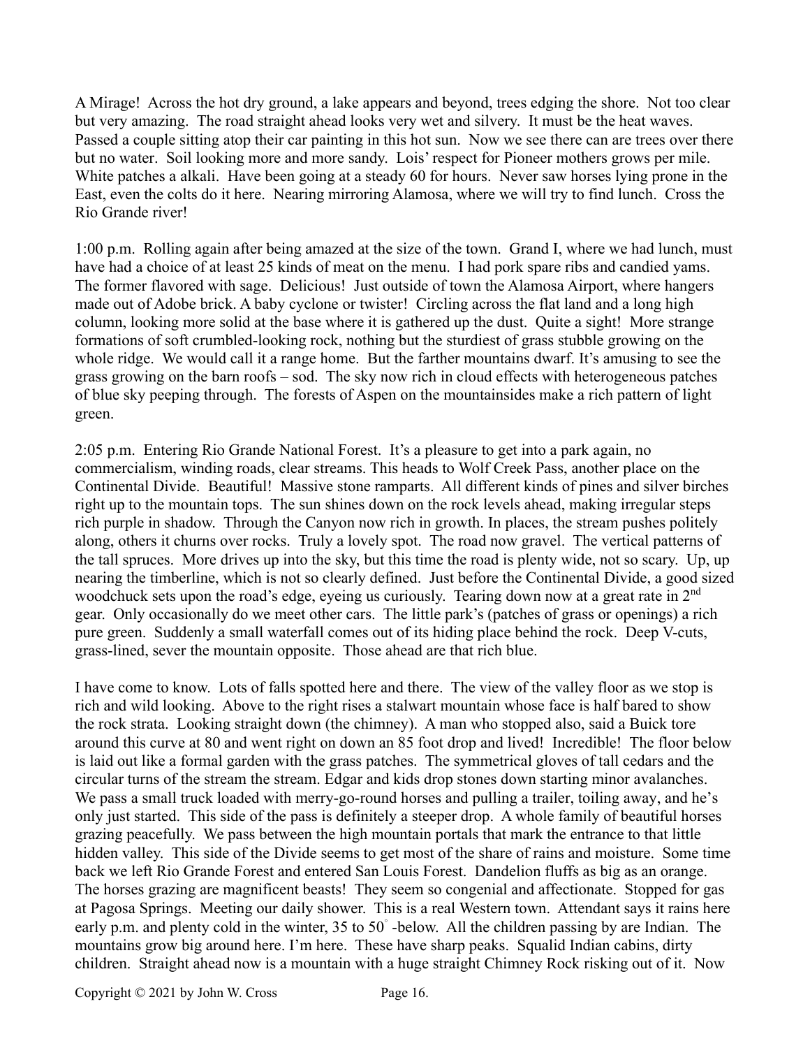A Mirage! Across the hot dry ground, a lake appears and beyond, trees edging the shore. Not too clear but very amazing. The road straight ahead looks very wet and silvery. It must be the heat waves. Passed a couple sitting atop their car painting in this hot sun. Now we see there can are trees over there but no water. Soil looking more and more sandy. Lois' respect for Pioneer mothers grows per mile. White patches a alkali. Have been going at a steady 60 for hours. Never saw horses lying prone in the East, even the colts do it here. Nearing mirroring Alamosa, where we will try to find lunch. Cross the Rio Grande river!

1:00 p.m. Rolling again after being amazed at the size of the town. Grand I, where we had lunch, must have had a choice of at least 25 kinds of meat on the menu. I had pork spare ribs and candied yams. The former flavored with sage. Delicious! Just outside of town the Alamosa Airport, where hangers made out of Adobe brick. A baby cyclone or twister! Circling across the flat land and a long high column, looking more solid at the base where it is gathered up the dust. Quite a sight! More strange formations of soft crumbled-looking rock, nothing but the sturdiest of grass stubble growing on the whole ridge. We would call it a range home. But the farther mountains dwarf. It's amusing to see the grass growing on the barn roofs – sod. The sky now rich in cloud effects with heterogeneous patches of blue sky peeping through. The forests of Aspen on the mountainsides make a rich pattern of light green.

2:05 p.m. Entering Rio Grande National Forest. It's a pleasure to get into a park again, no commercialism, winding roads, clear streams. This heads to Wolf Creek Pass, another place on the Continental Divide. Beautiful! Massive stone ramparts. All different kinds of pines and silver birches right up to the mountain tops. The sun shines down on the rock levels ahead, making irregular steps rich purple in shadow. Through the Canyon now rich in growth. In places, the stream pushes politely along, others it churns over rocks. Truly a lovely spot. The road now gravel. The vertical patterns of the tall spruces. More drives up into the sky, but this time the road is plenty wide, not so scary. Up, up nearing the timberline, which is not so clearly defined. Just before the Continental Divide, a good sized woodchuck sets upon the road's edge, eyeing us curiously. Tearing down now at a great rate in 2nd gear. Only occasionally do we meet other cars. The little park's (patches of grass or openings) a rich pure green. Suddenly a small waterfall comes out of its hiding place behind the rock. Deep V-cuts, grass-lined, sever the mountain opposite. Those ahead are that rich blue.

I have come to know. Lots of falls spotted here and there. The view of the valley floor as we stop is rich and wild looking. Above to the right rises a stalwart mountain whose face is half bared to show the rock strata. Looking straight down (the chimney). A man who stopped also, said a Buick tore around this curve at 80 and went right on down an 85 foot drop and lived! Incredible! The floor below is laid out like a formal garden with the grass patches. The symmetrical gloves of tall cedars and the circular turns of the stream the stream. Edgar and kids drop stones down starting minor avalanches. We pass a small truck loaded with merry-go-round horses and pulling a trailer, toiling away, and he's only just started. This side of the pass is definitely a steeper drop. A whole family of beautiful horses grazing peacefully. We pass between the high mountain portals that mark the entrance to that little hidden valley. This side of the Divide seems to get most of the share of rains and moisture. Some time back we left Rio Grande Forest and entered San Louis Forest. Dandelion fluffs as big as an orange. The horses grazing are magnificent beasts! They seem so congenial and affectionate. Stopped for gas at Pagosa Springs. Meeting our daily shower. This is a real Western town. Attendant says it rains here early p.m. and plenty cold in the winter, 35 to 50° -below. All the children passing by are Indian. The mountains grow big around here. I'm here. These have sharp peaks. Squalid Indian cabins, dirty children. Straight ahead now is a mountain with a huge straight Chimney Rock risking out of it. Now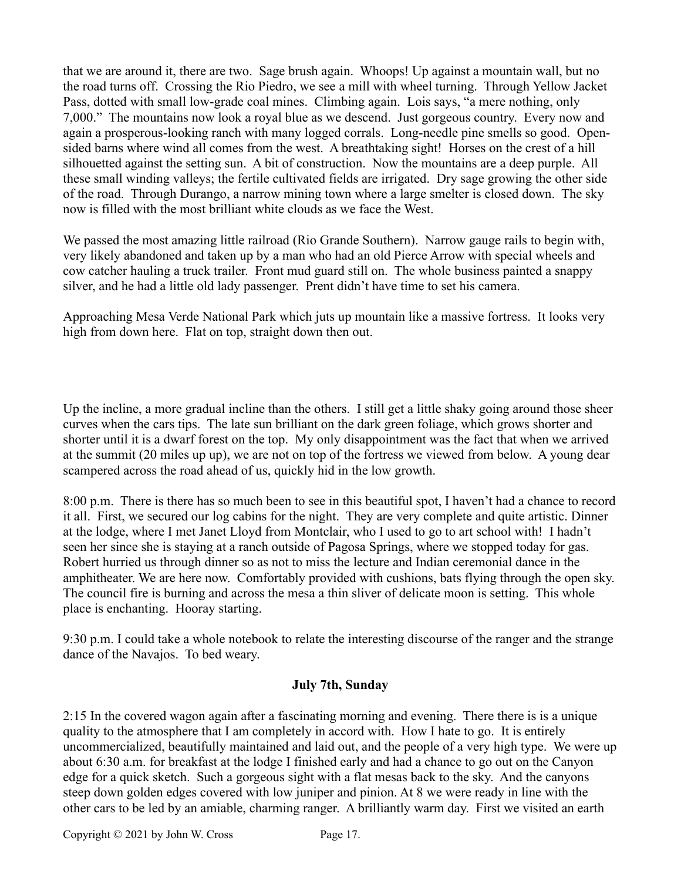that we are around it, there are two. Sage brush again. Whoops! Up against a mountain wall, but no the road turns off. Crossing the Rio Piedro, we see a mill with wheel turning. Through Yellow Jacket Pass, dotted with small low-grade coal mines. Climbing again. Lois says, "a mere nothing, only 7,000." The mountains now look a royal blue as we descend. Just gorgeous country. Every now and again a prosperous-looking ranch with many logged corrals. Long-needle pine smells so good. Open-sided barns where wind all comes from the west. A breathtaking sight! Horses on the crest of a hill silhouetted against the setting sun. A bit of construction. Now the mountains are a deep purple. All these small winding valleys; the fertile cultivated fields are irrigated. Dry sage growing the other side of the road. Through Durango, a narrow mining town where a large smelter is closed down. The sky now is filled with the most brilliant white clouds as we face the West.

We passed the most amazing little railroad (Rio Grande Southern). Narrow gauge rails to begin with, very likely abandoned and taken up by a man who had an old Pierce Arrow with special wheels and cow catcher hauling a truck trailer. Front mud guard still on. The whole business painted a snappy silver, and he had a little old lady passenger. Prent didn't have time to set his camera.

Approaching Mesa Verde National Park which juts up mountain like a massive fortress. It looks very high from down here. Flat on top, straight down then out.

Up the incline, a more gradual incline than the others. I still get a little shaky going around those sheer curves when the cars tips. The late sun brilliant on the dark green foliage, which grows shorter and shorter until it is a dwarf forest on the top. My only disappointment was the fact that when we arrived at the summit (20 miles up up), we are not on top of the fortress we viewed from below. A young dear scampered across the road ahead of us, quickly hid in the low growth.

8:00 p.m. There is there has so much been to see in this beautiful spot, I haven't had a chance to record it all. First, we secured our log cabins for the night. They are very complete and quite artistic. Dinner at the lodge, where I met Janet Lloyd from Montclair, who I used to go to art school with! I hadn't seen her since she is staying at a ranch outside of Pagosa Springs, where we stopped today for gas. Robert hurried us through dinner so as not to miss the lecture and Indian ceremonial dance in the amphitheater. We are here now. Comfortably provided with cushions, bats flying through the open sky. The council fire is burning and across the mesa a thin sliver of delicate moon is setting. This whole place is enchanting. Hooray starting.

9:30 p.m. I could take a whole notebook to relate the interesting discourse of the ranger and the strange dance of the Navajos. To bed weary.

**July 7th, Sunday**

2:15 In the covered wagon again after a fascinating morning and evening. There there is is a unique quality to the atmosphere that I am completely in accord with. How I hate to go. It is entirely uncommercialized, beautifully maintained and laid out, and the people of a very high type. We were up about 6:30 a.m. for breakfast at the lodge I finished early and had a chance to go out on the Canyon edge for a quick sketch. Such a gorgeous sight with a flat mesas back to the sky. And the canyons steep down golden edges covered with low juniper and pinion. At 8 we were ready in line with the other cars to be led by an amiable, charming ranger. A brilliantly warm day. First we visited an earth

Copyright © 2021 by John W. Cross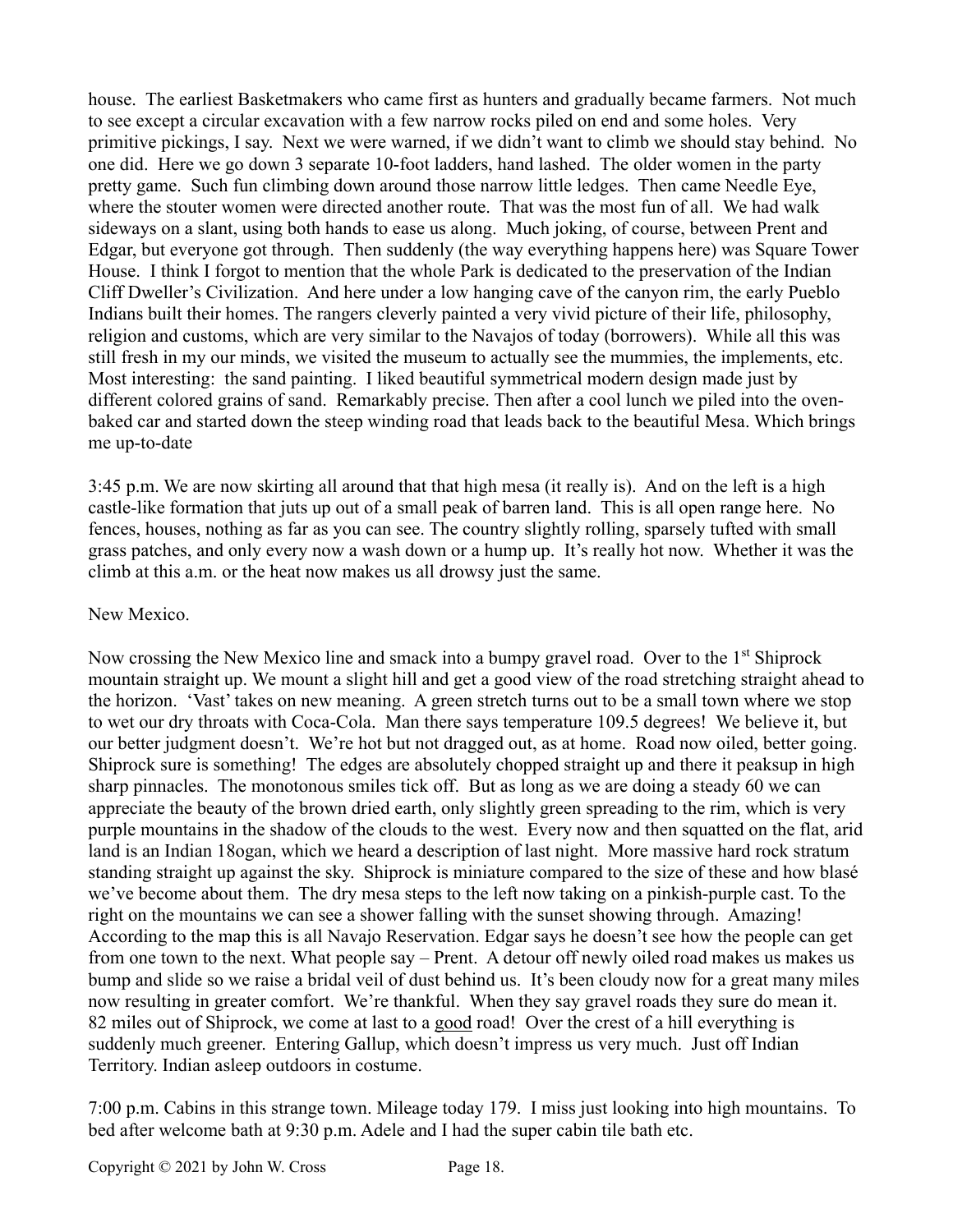house. The earliest Basketmakers who came first as hunters and gradually became farmers. Not much to see except a circular excavation with a few narrow rocks piled on end and some holes. Very primitive pickings, I say. Next we were warned, if we didn't want to climb we should stay behind. No one did. Here we go down 3 separate 10-foot ladders, hand lashed. The older women in the party pretty game. Such fun climbing down around those narrow little ledges. Then came Needle Eye, where the stouter women were directed another route. That was the most fun of all. We had walk sideways on a slant, using both hands to ease us along. Much joking, of course, between Prent and Edgar, but everyone got through. Then suddenly (the way everything happens here) was Square Tower House. I think I forgot to mention that the whole Park is dedicated to the preservation of the Indian Cliff Dweller's Civilization. And here under a low hanging cave of the canyon rim, the early Pueblo Indians built their homes. The rangers cleverly painted a very vivid picture of their life, philosophy, religion and customs, which are very similar to the Navajos of today (borrowers). While all this was still fresh in my our minds, we visited the museum to actually see the mummies, the implements, etc. Most interesting: the sand painting. I liked beautiful symmetrical modern design made just by different colored grains of sand. Remarkably precise. Then after a cool lunch we piled into the oven-baked car and started down the steep winding road that leads back to the beautiful Mesa. Which brings me up-to-date

3:45 p.m. We are now skirting all around that that high mesa (it really is). And on the left is a high castle-like formation that juts up out of a small peak of barren land. This is all open range here. No fences, houses, nothing as far as you can see. The country slightly rolling, sparsely tufted with small grass patches, and only every now a wash down or a hump up. It's really hot now. Whether it was the climb at this a.m. or the heat now makes us all drowsy just the same.

New Mexico.

Now crossing the New Mexico line and smack into a bumpy gravel road. Over to the 1st Shiprock mountain straight up. We mount a slight hill and get a good view of the road stretching straight ahead to the horizon. 'Vast' takes on new meaning. A green stretch turns out to be a small town where we stop to wet our dry throats with Coca-Cola. Man there says temperature 109.5 degrees! We believe it, but our better judgment doesn't. We're hot but not dragged out, as at home. Road now oiled, better going. Shiprock sure is something! The edges are absolutely chopped straight up and there it peaksup in high sharp pinnacles. The monotonous smiles tick off. But as long as we are doing a steady 60 we can appreciate the beauty of the brown dried earth, only slightly green spreading to the rim, which is very purple mountains in the shadow of the clouds to the west. Every now and then squatted on the flat, arid land is an Indian 18ogan, which we heard a description of last night. More massive hard rock stratum standing straight up against the sky. Shiprock is miniature compared to the size of these and how blasé we've become about them. The dry mesa steps to the left now taking on a pinkish-purple cast. To the right on the mountains we can see a shower falling with the sunset showing through. Amazing! According to the map this is all Navajo Reservation. Edgar says he doesn't see how the people can get from one town to the next. What people say – Prent. A detour off newly oiled road makes us makes us bump and slide so we raise a bridal veil of dust behind us. It's been cloudy now for a great many miles now resulting in greater comfort. We're thankful. When they say gravel roads they sure do mean it. 82 miles out of Shiprock, we come at last to a <u>good</u> road! Over the crest of a hill everything is suddenly much greener. Entering Gallup, which doesn't impress us very much. Just off Indian Territory. Indian asleep outdoors in costume.

7:00 p.m. Cabins in this strange town. Mileage today 179. I miss just looking into high mountains. To bed after welcome bath at 9:30 p.m. Adele and I had the super cabin tile bath etc.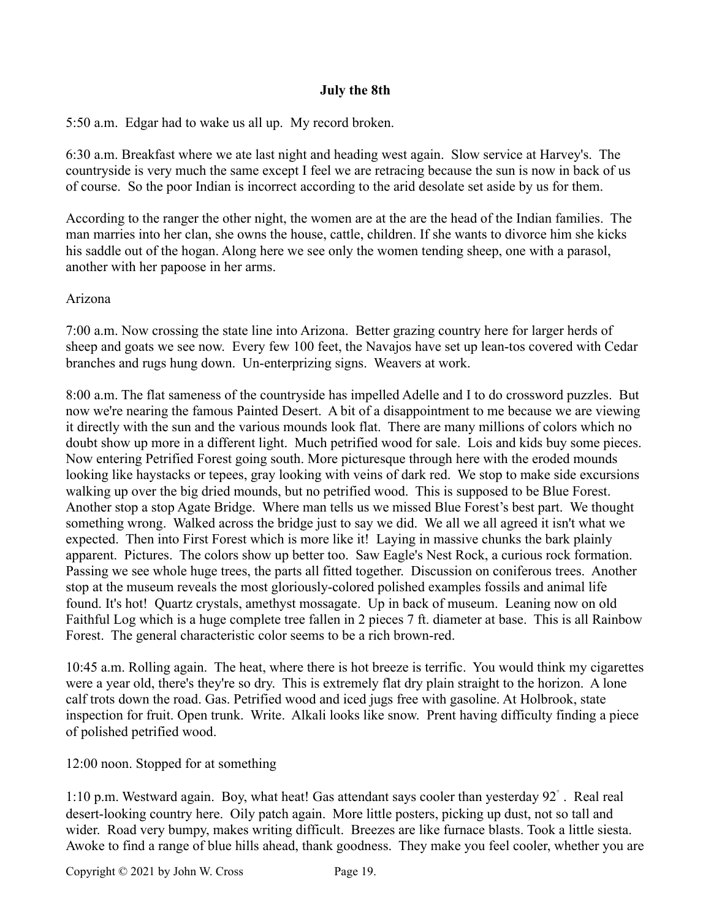**July the 8th**

5:50 a.m. Edgar had to wake us all up. My record broken.

6:30 a.m. Breakfast where we ate last night and heading west again. Slow service at Harvey's. The countryside is very much the same except I feel we are retracing because the sun is now in back of us of course. So the poor Indian is incorrect according to the arid desolate set aside by us for them.

According to the ranger the other night, the women are at the are the head of the Indian families. The man marries into her clan, she owns the house, cattle, children. If she wants to divorce him she kicks his saddle out of the hogan. Along here we see only the women tending sheep, one with a parasol, another with her papoose in her arms.

Arizona

7:00 a.m. Now crossing the state line into Arizona. Better grazing country here for larger herds of sheep and goats we see now. Every few 100 feet, the Navajos have set up lean-tos covered with Cedar branches and rugs hung down. Un-enterprizing signs. Weavers at work.

8:00 a.m. The flat sameness of the countryside has impelled Adelle and I to do crossword puzzles. But now we're nearing the famous Painted Desert. A bit of a disappointment to me because we are viewing it directly with the sun and the various mounds look flat. There are many millions of colors which no doubt show up more in a different light. Much petrified wood for sale. Lois and kids buy some pieces. Now entering Petrified Forest going south. More picturesque through here with the eroded mounds looking like haystacks or tepees, gray looking with veins of dark red. We stop to make side excursions walking up over the big dried mounds, but no petrified wood. This is supposed to be Blue Forest. Another stop a stop Agate Bridge. Where man tells us we missed Blue Forest's best part. We thought something wrong. Walked across the bridge just to say we did. We all we all agreed it isn't what we expected. Then into First Forest which is more like it! Laying in massive chunks the bark plainly apparent. Pictures. The colors show up better too. Saw Eagle's Nest Rock, a curious rock formation. Passing we see whole huge trees, the parts all fitted together. Discussion on coniferous trees. Another stop at the museum reveals the most gloriously-colored polished examples fossils and animal life found. It's hot! Quartz crystals, amethyst mossagate. Up in back of museum. Leaning now on old Faithful Log which is a huge complete tree fallen in 2 pieces 7 ft. diameter at base. This is all Rainbow Forest. The general characteristic color seems to be a rich brown-red.

10:45 a.m. Rolling again. The heat, where there is hot breeze is terrific. You would think my cigarettes were a year old, there's they're so dry. This is extremely flat dry plain straight to the horizon. A lone calf trots down the road. Gas. Petrified wood and iced jugs free with gasoline. At Holbrook, state inspection for fruit. Open trunk. Write. Alkali looks like snow. Prent having difficulty finding a piece of polished petrified wood.

12:00 noon. Stopped for at something

1:10 p.m. Westward again. Boy, what heat! Gas attendant says cooler than yesterday 92°. Real real desert-looking country here. Oily patch again. More little posters, picking up dust, not so tall and wider. Road very bumpy, makes writing difficult. Breezes are like furnace blasts. Took a little siesta. Awoke to find a range of blue hills ahead, thank goodness. They make you feel cooler, whether you are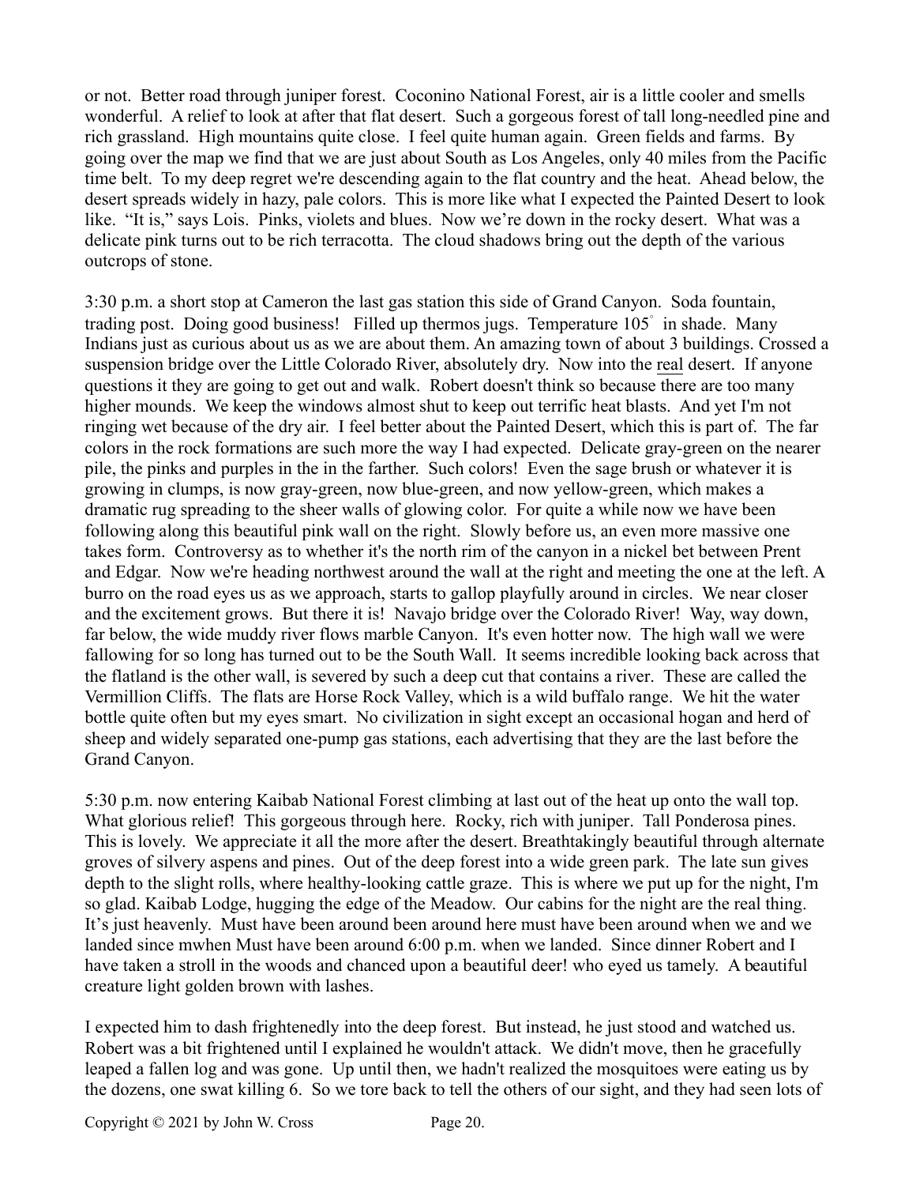or not. Better road through juniper forest. Coconino National Forest, air is a little cooler and smells wonderful. A relief to look at after that flat desert. Such a gorgeous forest of tall long-needled pine and rich grassland. High mountains quite close. I feel quite human again. Green fields and farms. By going over the map we find that we are just about South as Los Angeles, only 40 miles from the Pacific time belt. To my deep regret we're descending again to the flat country and the heat. Ahead below, the desert spreads widely in hazy, pale colors. This is more like what I expected the Painted Desert to look like. "It is," says Lois. Pinks, violets and blues. Now we're down in the rocky desert. What was a delicate pink turns out to be rich terracotta. The cloud shadows bring out the depth of the various outcrops of stone.

3:30 p.m. a short stop at Cameron the last gas station this side of Grand Canyon. Soda fountain, trading post. Doing good business! Filled up thermos jugs. Temperature 105° in shade. Many Indians just as curious about us as we are about them. An amazing town of about 3 buildings. Crossed a suspension bridge over the Little Colorado River, absolutely dry. Now into the <u>real</u> desert. If anyone questions it they are going to get out and walk. Robert doesn't think so because there are too many higher mounds. We keep the windows almost shut to keep out terrific heat blasts. And yet I'm not ringing wet because of the dry air. I feel better about the Painted Desert, which this is part of. The far colors in the rock formations are such more the way I had expected. Delicate gray-green on the nearer pile, the pinks and purples in the in the farther. Such colors! Even the sage brush or whatever it is growing in clumps, is now gray-green, now blue-green, and now yellow-green, which makes a dramatic rug spreading to the sheer walls of glowing color. For quite a while now we have been following along this beautiful pink wall on the right. Slowly before us, an even more massive one takes form. Controversy as to whether it's the north rim of the canyon in a nickel bet between Prent and Edgar. Now we're heading northwest around the wall at the right and meeting the one at the left. A burro on the road eyes us as we approach, starts to gallop playfully around in circles. We near closer and the excitement grows. But there it is! Navajo bridge over the Colorado River! Way, way down, far below, the wide muddy river flows marble Canyon. It's even hotter now. The high wall we were fallowing for so long has turned out to be the South Wall. It seems incredible looking back across that the flatland is the other wall, is severed by such a deep cut that contains a river. These are called the Vermillion Cliffs. The flats are Horse Rock Valley, which is a wild buffalo range. We hit the water bottle quite often but my eyes smart. No civilization in sight except an occasional hogan and herd of sheep and widely separated one-pump gas stations, each advertising that they are the last before the Grand Canyon.

5:30 p.m. now entering Kaibab National Forest climbing at last out of the heat up onto the wall top. What glorious relief! This gorgeous through here. Rocky, rich with juniper. Tall Ponderosa pines. This is lovely. We appreciate it all the more after the desert. Breathtakingly beautiful through alternate groves of silvery aspens and pines. Out of the deep forest into a wide green park. The late sun gives depth to the slight rolls, where healthy-looking cattle graze. This is where we put up for the night, I'm so glad. Kaibab Lodge, hugging the edge of the Meadow. Our cabins for the night are the real thing. It's just heavenly. Must have been around been around here must have been around when we and we landed since mwhen Must have been around 6:00 p.m. when we landed. Since dinner Robert and I have taken a stroll in the woods and chanced upon a beautiful deer! who eyed us tamely. A beautiful creature light golden brown with lashes.

I expected him to dash frightenedly into the deep forest. But instead, he just stood and watched us. Robert was a bit frightened until I explained he wouldn't attack. We didn't move, then he gracefully leaped a fallen log and was gone. Up until then, we hadn't realized the mosquitoes were eating us by the dozens, one swat killing 6. So we tore back to tell the others of our sight, and they had seen lots of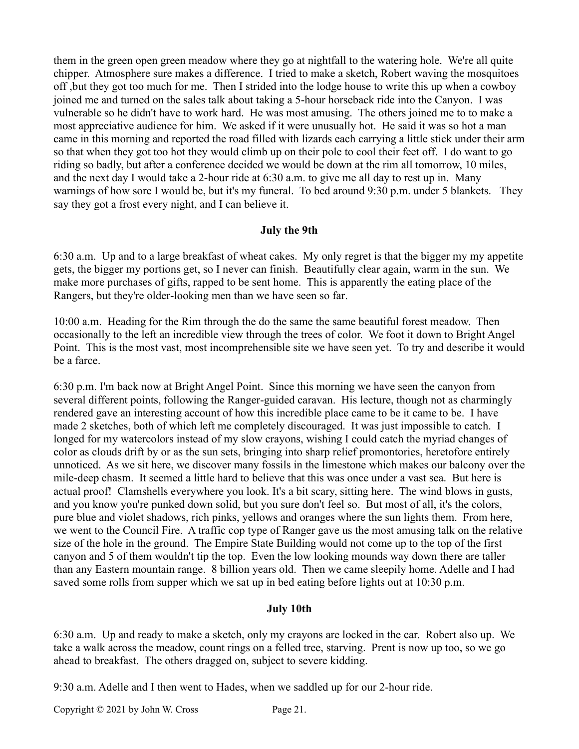them in the green open green meadow where they go at nightfall to the watering hole. We're all quite chipper. Atmosphere sure makes a difference. I tried to make a sketch, Robert waving the mosquitoes off ,but they got too much for me. Then I strided into the lodge house to write this up when a cowboy joined me and turned on the sales talk about taking a 5-hour horseback ride into the Canyon. I was vulnerable so he didn't have to work hard. He was most amusing. The others joined me to to make a most appreciative audience for him. We asked if it were unusually hot. He said it was so hot a man came in this morning and reported the road filled with lizards each carrying a little stick under their arm so that when they got too hot they would climb up on their pole to cool their feet off. I do want to go riding so badly, but after a conference decided we would be down at the rim all tomorrow, 10 miles, and the next day I would take a 2-hour ride at 6:30 a.m. to give me all day to rest up in. Many warnings of how sore I would be, but it's my funeral. To bed around 9:30 p.m. under 5 blankets. They say they got a frost every night, and I can believe it.

**July the 9th**

6:30 a.m. Up and to a large breakfast of wheat cakes. My only regret is that the bigger my my appetite gets, the bigger my portions get, so I never can finish. Beautifully clear again, warm in the sun. We make more purchases of gifts, rapped to be sent home. This is apparently the eating place of the Rangers, but they're older-looking men than we have seen so far.

10:00 a.m. Heading for the Rim through the do the same the same beautiful forest meadow. Then occasionally to the left an incredible view through the trees of color. We foot it down to Bright Angel Point. This is the most vast, most incomprehensible site we have seen yet. To try and describe it would be a farce.

6:30 p.m. I'm back now at Bright Angel Point. Since this morning we have seen the canyon from several different points, following the Ranger-guided caravan. His lecture, though not as charmingly rendered gave an interesting account of how this incredible place came to be it came to be. I have made 2 sketches, both of which left me completely discouraged. It was just impossible to catch. I longed for my watercolors instead of my slow crayons, wishing I could catch the myriad changes of color as clouds drift by or as the sun sets, bringing into sharp relief promontories, heretofore entirely unnoticed. As we sit here, we discover many fossils in the limestone which makes our balcony over the mile-deep chasm. It seemed a little hard to believe that this was once under a vast sea. But here is actual proof! Clamshells everywhere you look. It's a bit scary, sitting here. The wind blows in gusts, and you know you're punked down solid, but you sure don't feel so. But most of all, it's the colors, pure blue and violet shadows, rich pinks, yellows and oranges where the sun lights them. From here, we went to the Council Fire. A traffic cop type of Ranger gave us the most amusing talk on the relative size of the hole in the ground. The Empire State Building would not come up to the top of the first canyon and 5 of them wouldn't tip the top. Even the low looking mounds way down there are taller than any Eastern mountain range. 8 billion years old. Then we came sleepily home. Adelle and I had saved some rolls from supper which we sat up in bed eating before lights out at 10:30 p.m.

**July 10th**

6:30 a.m. Up and ready to make a sketch, only my crayons are locked in the car. Robert also up. We take a walk across the meadow, count rings on a felled tree, starving. Prent is now up too, so we go ahead to breakfast. The others dragged on, subject to severe kidding.

9:30 a.m. Adelle and I then went to Hades, when we saddled up for our 2-hour ride.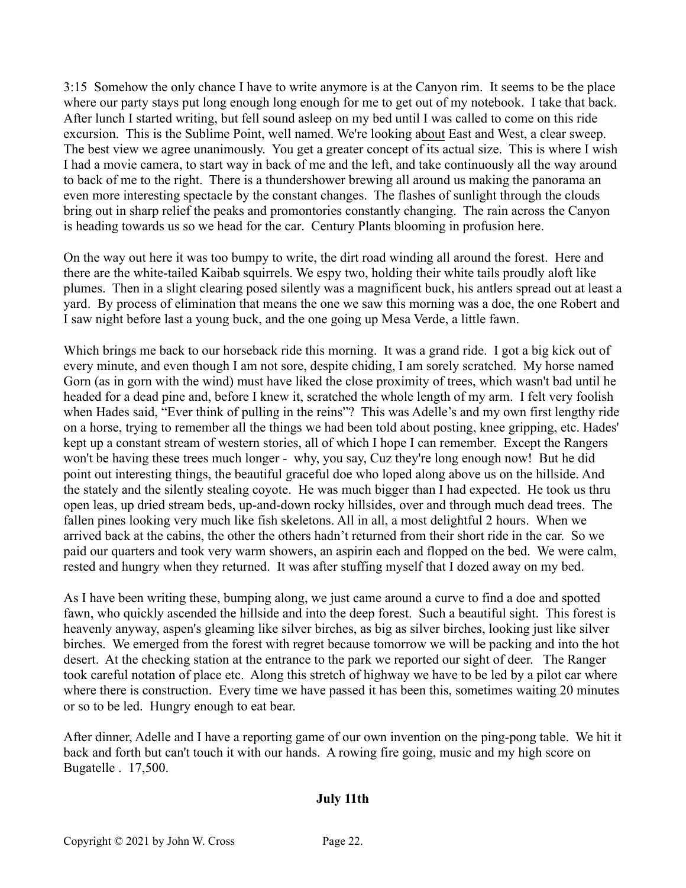3:15 Somehow the only chance I have to write anymore is at the Canyon rim. It seems to be the place where our party stays put long enough long enough for me to get out of my notebook. I take that back. After lunch I started writing, but fell sound asleep on my bed until I was called to come on this ride excursion. This is the Sublime Point, well named. We're looking about East and West, a clear sweep. The best view we agree unanimously. You get a greater concept of its actual size. This is where I wish I had a movie camera, to start way in back of me and the left, and take continuously all the way around to back of me to the right. There is a thundershower brewing all around us making the panorama an even more interesting spectacle by the constant changes. The flashes of sunlight through the clouds bring out in sharp relief the peaks and promontories constantly changing. The rain across the Canyon is heading towards us so we head for the car. Century Plants blooming in profusion here.

On the way out here it was too bumpy to write, the dirt road winding all around the forest. Here and there are the white-tailed Kaibab squirrels. We espy two, holding their white tails proudly aloft like plumes. Then in a slight clearing posed silently was a magnificent buck, his antlers spread out at least a yard. By process of elimination that means the one we saw this morning was a doe, the one Robert and I saw night before last a young buck, and the one going up Mesa Verde, a little fawn.

Which brings me back to our horseback ride this morning. It was a grand ride. I got a big kick out of every minute, and even though I am not sore, despite chiding, I am sorely scratched. My horse named Gorn (as in gorn with the wind) must have liked the close proximity of trees, which wasn't bad until he headed for a dead pine and, before I knew it, scratched the whole length of my arm. I felt very foolish when Hades said, "Ever think of pulling in the reins"? This was Adelle's and my own first lengthy ride on a horse, trying to remember all the things we had been told about posting, knee gripping, etc. Hades' kept up a constant stream of western stories, all of which I hope I can remember. Except the Rangers won't be having these trees much longer - why, you say, Cuz they're long enough now! But he did point out interesting things, the beautiful graceful doe who loped along above us on the hillside. And the stately and the silently stealing coyote. He was much bigger than I had expected. He took us thru open leas, up dried stream beds, up-and-down rocky hillsides, over and through much dead trees. The fallen pines looking very much like fish skeletons. All in all, a most delightful 2 hours. When we arrived back at the cabins, the other the others hadn't returned from their short ride in the car. So we paid our quarters and took very warm showers, an aspirin each and flopped on the bed. We were calm, rested and hungry when they returned. It was after stuffing myself that I dozed away on my bed.

As I have been writing these, bumping along, we just came around a curve to find a doe and spotted fawn, who quickly ascended the hillside and into the deep forest. Such a beautiful sight. This forest is heavenly anyway, aspen's gleaming like silver birches, as big as silver birches, looking just like silver birches. We emerged from the forest with regret because tomorrow we will be packing and into the hot desert. At the checking station at the entrance to the park we reported our sight of deer. The Ranger took careful notation of place etc. Along this stretch of highway we have to be led by a pilot car where where there is construction. Every time we have passed it has been this, sometimes waiting 20 minutes or so to be led. Hungry enough to eat bear.

After dinner, Adelle and I have a reporting game of our own invention on the ping-pong table. We hit it back and forth but can't touch it with our hands. A rowing fire going, music and my high score on Bugatelle . 17,500.

**July 11th**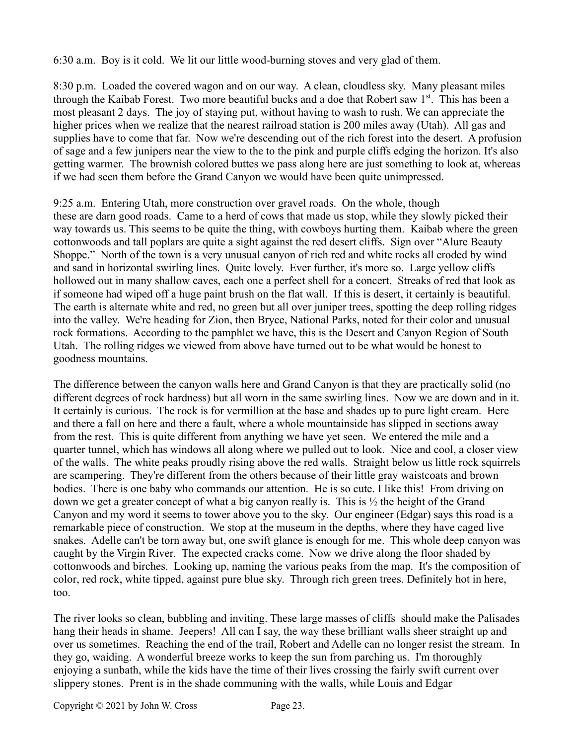6:30 a.m. Boy is it cold. We lit our little wood-burning stoves and very glad of them.

8:30 p.m. Loaded the covered wagon and on our way. A clean, cloudless sky. Many pleasant miles through the Kaibab Forest. Two more beautiful bucks and a doe that Robert saw 1st. This has been a most pleasant 2 days. The joy of staying put, without having to wash to rush. We can appreciate the higher prices when we realize that the nearest railroad station is 200 miles away (Utah). All gas and supplies have to come that far. Now we're descending out of the rich forest into the desert. A profusion of sage and a few junipers near the view to the to the pink and purple cliffs edging the horizon. It's also getting warmer. The brownish colored buttes we pass along here are just something to look at, whereas if we had seen them before the Grand Canyon we would have been quite unimpressed.

9:25 a.m. Entering Utah, more construction over gravel roads. On the whole, though these are darn good roads. Came to a herd of cows that made us stop, while they slowly picked their way towards us. This seems to be quite the thing, with cowboys hurting them. Kaibab where the green cottonwoods and tall poplars are quite a sight against the red desert cliffs. Sign over "Alure Beauty Shoppe." North of the town is a very unusual canyon of rich red and white rocks all eroded by wind and sand in horizontal swirling lines. Quite lovely. Ever further, it's more so. Large yellow cliffs hollowed out in many shallow caves, each one a perfect shell for a concert. Streaks of red that look as if someone had wiped off a huge paint brush on the flat wall. If this is desert, it certainly is beautiful. The earth is alternate white and red, no green but all over juniper trees, spotting the deep rolling ridges into the valley. We're heading for Zion, then Bryce, National Parks, noted for their color and unusual rock formations. According to the pamphlet we have, this is the Desert and Canyon Region of South Utah. The rolling ridges we viewed from above have turned out to be what would be honest to goodness mountains.

The difference between the canyon walls here and Grand Canyon is that they are practically solid (no different degrees of rock hardness) but all worn in the same swirling lines. Now we are down and in it. It certainly is curious. The rock is for vermillion at the base and shades up to pure light cream. Here and there a fall on here and there a fault, where a whole mountainside has slipped in sections away from the rest. This is quite different from anything we have yet seen. We entered the mile and a quarter tunnel, which has windows all along where we pulled out to look. Nice and cool, a closer view of the walls. The white peaks proudly rising above the red walls. Straight below us little rock squirrels are scampering. They're different from the others because of their little gray waistcoats and brown bodies. There is one baby who commands our attention. He is so cute. I like this! From driving on down we get a greater concept of what a big canyon really is. This is ½ the height of the Grand Canyon and my word it seems to tower above you to the sky. Our engineer (Edgar) says this road is a remarkable piece of construction. We stop at the museum in the depths, where they have caged live snakes. Adelle can't be torn away but, one swift glance is enough for me. This whole deep canyon was caught by the Virgin River. The expected cracks come. Now we drive along the floor shaded by cottonwoods and birches. Looking up, naming the various peaks from the map. It's the composition of color, red rock, white tipped, against pure blue sky. Through rich green trees. Definitely hot in here, too.

The river looks so clean, bubbling and inviting. These large masses of cliffs should make the Palisades hang their heads in shame. Jeepers! All can I say, the way these brilliant walls sheer straight up and over us sometimes. Reaching the end of the trail, Robert and Adelle can no longer resist the stream. In they go, waiding. A wonderful breeze works to keep the sun from parching us. I'm thoroughly enjoying a sunbath, while the kids have the time of their lives crossing the fairly swift current over slippery stones. Prent is in the shade communing with the walls, while Louis and Edgar

Copyright © 2021 by John W. Cross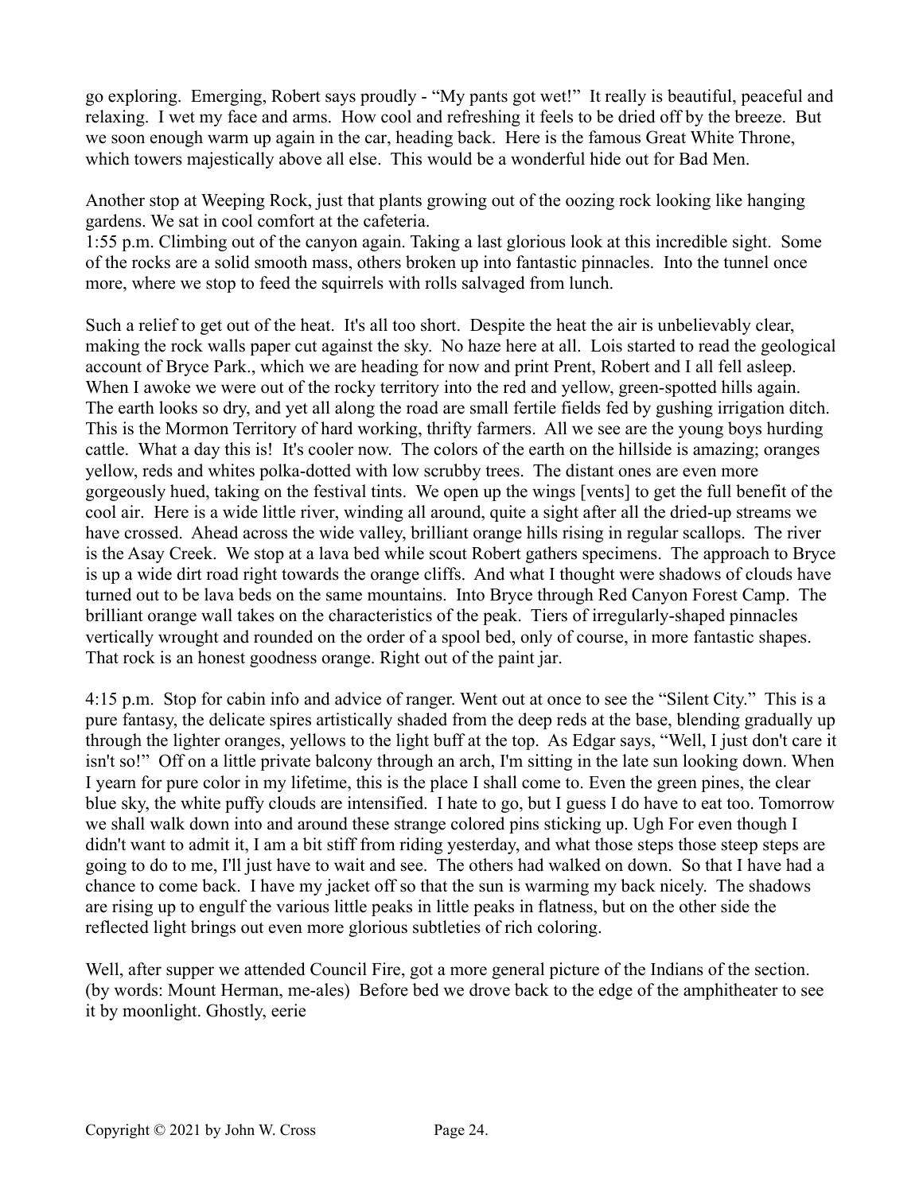go exploring. Emerging, Robert says proudly - "My pants got wet!" It really is beautiful, peaceful and relaxing. I wet my face and arms. How cool and refreshing it feels to be dried off by the breeze. But we soon enough warm up again in the car, heading back. Here is the famous Great White Throne, which towers majestically above all else. This would be a wonderful hide out for Bad Men.

Another stop at Weeping Rock, just that plants growing out of the oozing rock looking like hanging gardens. We sat in cool comfort at the cafeteria.
1:55 p.m. Climbing out of the canyon again. Taking a last glorious look at this incredible sight. Some of the rocks are a solid smooth mass, others broken up into fantastic pinnacles. Into the tunnel once more, where we stop to feed the squirrels with rolls salvaged from lunch.

Such a relief to get out of the heat. It's all too short. Despite the heat the air is unbelievably clear, making the rock walls paper cut against the sky. No haze here at all. Lois started to read the geological account of Bryce Park., which we are heading for now and print Prent, Robert and I all fell asleep. When I awoke we were out of the rocky territory into the red and yellow, green-spotted hills again. The earth looks so dry, and yet all along the road are small fertile fields fed by gushing irrigation ditch. This is the Mormon Territory of hard working, thrifty farmers. All we see are the young boys hurding cattle. What a day this is! It's cooler now. The colors of the earth on the hillside is amazing; oranges yellow, reds and whites polka-dotted with low scrubby trees. The distant ones are even more gorgeously hued, taking on the festival tints. We open up the wings [vents] to get the full benefit of the cool air. Here is a wide little river, winding all around, quite a sight after all the dried-up streams we have crossed. Ahead across the wide valley, brilliant orange hills rising in regular scallops. The river is the Asay Creek. We stop at a lava bed while scout Robert gathers specimens. The approach to Bryce is up a wide dirt road right towards the orange cliffs. And what I thought were shadows of clouds have turned out to be lava beds on the same mountains. Into Bryce through Red Canyon Forest Camp. The brilliant orange wall takes on the characteristics of the peak. Tiers of irregularly-shaped pinnacles vertically wrought and rounded on the order of a spool bed, only of course, in more fantastic shapes. That rock is an honest goodness orange. Right out of the paint jar.

4:15 p.m. Stop for cabin info and advice of ranger. Went out at once to see the "Silent City." This is a pure fantasy, the delicate spires artistically shaded from the deep reds at the base, blending gradually up through the lighter oranges, yellows to the light buff at the top. As Edgar says, "Well, I just don't care it isn't so!" Off on a little private balcony through an arch, I'm sitting in the late sun looking down. When I yearn for pure color in my lifetime, this is the place I shall come to. Even the green pines, the clear blue sky, the white puffy clouds are intensified. I hate to go, but I guess I do have to eat too. Tomorrow we shall walk down into and around these strange colored pins sticking up. Ugh For even though I didn't want to admit it, I am a bit stiff from riding yesterday, and what those steps those steep steps are going to do to me, I'll just have to wait and see. The others had walked on down. So that I have had a chance to come back. I have my jacket off so that the sun is warming my back nicely. The shadows are rising up to engulf the various little peaks in little peaks in flatness, but on the other side the reflected light brings out even more glorious subtleties of rich coloring.

Well, after supper we attended Council Fire, got a more general picture of the Indians of the section. (by words: Mount Herman, me-ales) Before bed we drove back to the edge of the amphitheater to see it by moonlight. Ghostly, eerie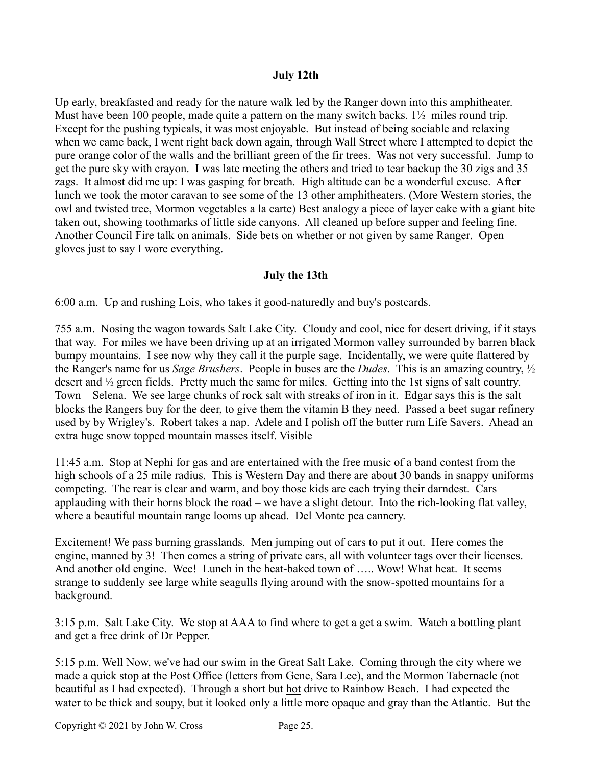**July 12th**

Up early, breakfasted and ready for the nature walk led by the Ranger down into this amphitheater. Must have been 100 people, made quite a pattern on the many switch backs. 1½ miles round trip. Except for the pushing typicals, it was most enjoyable. But instead of being sociable and relaxing when we came back, I went right back down again, through Wall Street where I attempted to depict the pure orange color of the walls and the brilliant green of the fir trees. Was not very successful. Jump to get the pure sky with crayon. I was late meeting the others and tried to tear backup the 30 zigs and 35 zags. It almost did me up: I was gasping for breath. High altitude can be a wonderful excuse. After lunch we took the motor caravan to see some of the 13 other amphitheaters. (More Western stories, the owl and twisted tree, Mormon vegetables a la carte) Best analogy a piece of layer cake with a giant bite taken out, showing toothmarks of little side canyons. All cleaned up before supper and feeling fine. Another Council Fire talk on animals. Side bets on whether or not given by same Ranger. Open gloves just to say I wore everything.

**July the 13th**

6:00 a.m. Up and rushing Lois, who takes it good-naturedly and buy's postcards.

755 a.m. Nosing the wagon towards Salt Lake City. Cloudy and cool, nice for desert driving, if it stays that way. For miles we have been driving up at an irrigated Mormon valley surrounded by barren black bumpy mountains. I see now why they call it the purple sage. Incidentally, we were quite flattered by the Ranger's name for us *Sage Brushers*. People in buses are the *Dudes*. This is an amazing country, ½ desert and ½ green fields. Pretty much the same for miles. Getting into the 1st signs of salt country. Town – Selena. We see large chunks of rock salt with streaks of iron in it. Edgar says this is the salt blocks the Rangers buy for the deer, to give them the vitamin B they need. Passed a beet sugar refinery used by by Wrigley's. Robert takes a nap. Adele and I polish off the butter rum Life Savers. Ahead an extra huge snow topped mountain masses itself. Visible

11:45 a.m. Stop at Nephi for gas and are entertained with the free music of a band contest from the high schools of a 25 mile radius. This is Western Day and there are about 30 bands in snappy uniforms competing. The rear is clear and warm, and boy those kids are each trying their darndest. Cars applauding with their horns block the road – we have a slight detour. Into the rich-looking flat valley, where a beautiful mountain range looms up ahead. Del Monte pea cannery.

Excitement! We pass burning grasslands. Men jumping out of cars to put it out. Here comes the engine, manned by 3! Then comes a string of private cars, all with volunteer tags over their licenses. And another old engine. Wee! Lunch in the heat-baked town of ….. Wow! What heat. It seems strange to suddenly see large white seagulls flying around with the snow-spotted mountains for a background.

3:15 p.m. Salt Lake City. We stop at AAA to find where to get a get a swim. Watch a bottling plant and get a free drink of Dr Pepper.

5:15 p.m. Well Now, we've had our swim in the Great Salt Lake. Coming through the city where we made a quick stop at the Post Office (letters from Gene, Sara Lee), and the Mormon Tabernacle (not beautiful as I had expected). Through a short but <u>hot</u> drive to Rainbow Beach. I had expected the water to be thick and soupy, but it looked only a little more opaque and gray than the Atlantic. But the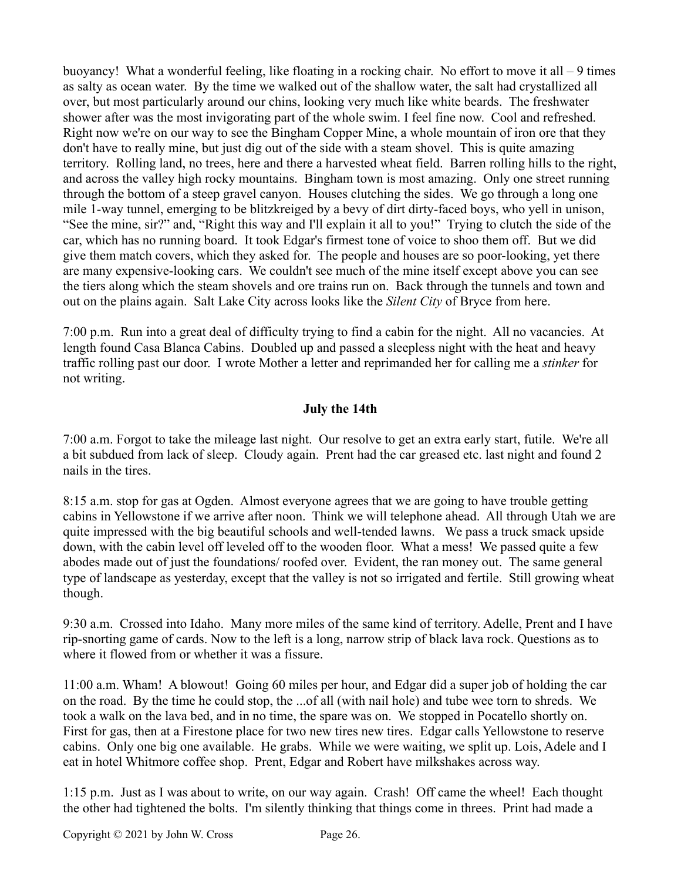buoyancy! What a wonderful feeling, like floating in a rocking chair. No effort to move it all – 9 times as salty as ocean water. By the time we walked out of the shallow water, the salt had crystallized all over, but most particularly around our chins, looking very much like white beards. The freshwater shower after was the most invigorating part of the whole swim. I feel fine now. Cool and refreshed. Right now we're on our way to see the Bingham Copper Mine, a whole mountain of iron ore that they don't have to really mine, but just dig out of the side with a steam shovel. This is quite amazing territory. Rolling land, no trees, here and there a harvested wheat field. Barren rolling hills to the right, and across the valley high rocky mountains. Bingham town is most amazing. Only one street running through the bottom of a steep gravel canyon. Houses clutching the sides. We go through a long one mile 1-way tunnel, emerging to be blitzkreiged by a bevy of dirt dirty-faced boys, who yell in unison, "See the mine, sir?" and, "Right this way and I'll explain it all to you!" Trying to clutch the side of the car, which has no running board. It took Edgar's firmest tone of voice to shoo them off. But we did give them match covers, which they asked for. The people and houses are so poor-looking, yet there are many expensive-looking cars. We couldn't see much of the mine itself except above you can see the tiers along which the steam shovels and ore trains run on. Back through the tunnels and town and out on the plains again. Salt Lake City across looks like the *Silent City* of Bryce from here.

7:00 p.m. Run into a great deal of difficulty trying to find a cabin for the night. All no vacancies. At length found Casa Blanca Cabins. Doubled up and passed a sleepless night with the heat and heavy traffic rolling past our door. I wrote Mother a letter and reprimanded her for calling me a *stinker* for not writing.

**July the 14th**

7:00 a.m. Forgot to take the mileage last night. Our resolve to get an extra early start, futile. We're all a bit subdued from lack of sleep. Cloudy again. Prent had the car greased etc. last night and found 2 nails in the tires.

8:15 a.m. stop for gas at Ogden. Almost everyone agrees that we are going to have trouble getting cabins in Yellowstone if we arrive after noon. Think we will telephone ahead. All through Utah we are quite impressed with the big beautiful schools and well-tended lawns. We pass a truck smack upside down, with the cabin level off leveled off to the wooden floor. What a mess! We passed quite a few abodes made out of just the foundations/ roofed over. Evident, the ran money out. The same general type of landscape as yesterday, except that the valley is not so irrigated and fertile. Still growing wheat though.

9:30 a.m. Crossed into Idaho. Many more miles of the same kind of territory. Adelle, Prent and I have rip-snorting game of cards. Now to the left is a long, narrow strip of black lava rock. Questions as to where it flowed from or whether it was a fissure.

11:00 a.m. Wham! A blowout! Going 60 miles per hour, and Edgar did a super job of holding the car on the road. By the time he could stop, the ...of all (with nail hole) and tube wee torn to shreds. We took a walk on the lava bed, and in no time, the spare was on. We stopped in Pocatello shortly on. First for gas, then at a Firestone place for two new tires new tires. Edgar calls Yellowstone to reserve cabins. Only one big one available. He grabs. While we were waiting, we split up. Lois, Adele and I eat in hotel Whitmore coffee shop. Prent, Edgar and Robert have milkshakes across way.

1:15 p.m. Just as I was about to write, on our way again. Crash! Off came the wheel! Each thought the other had tightened the bolts. I'm silently thinking that things come in threes. Print had made a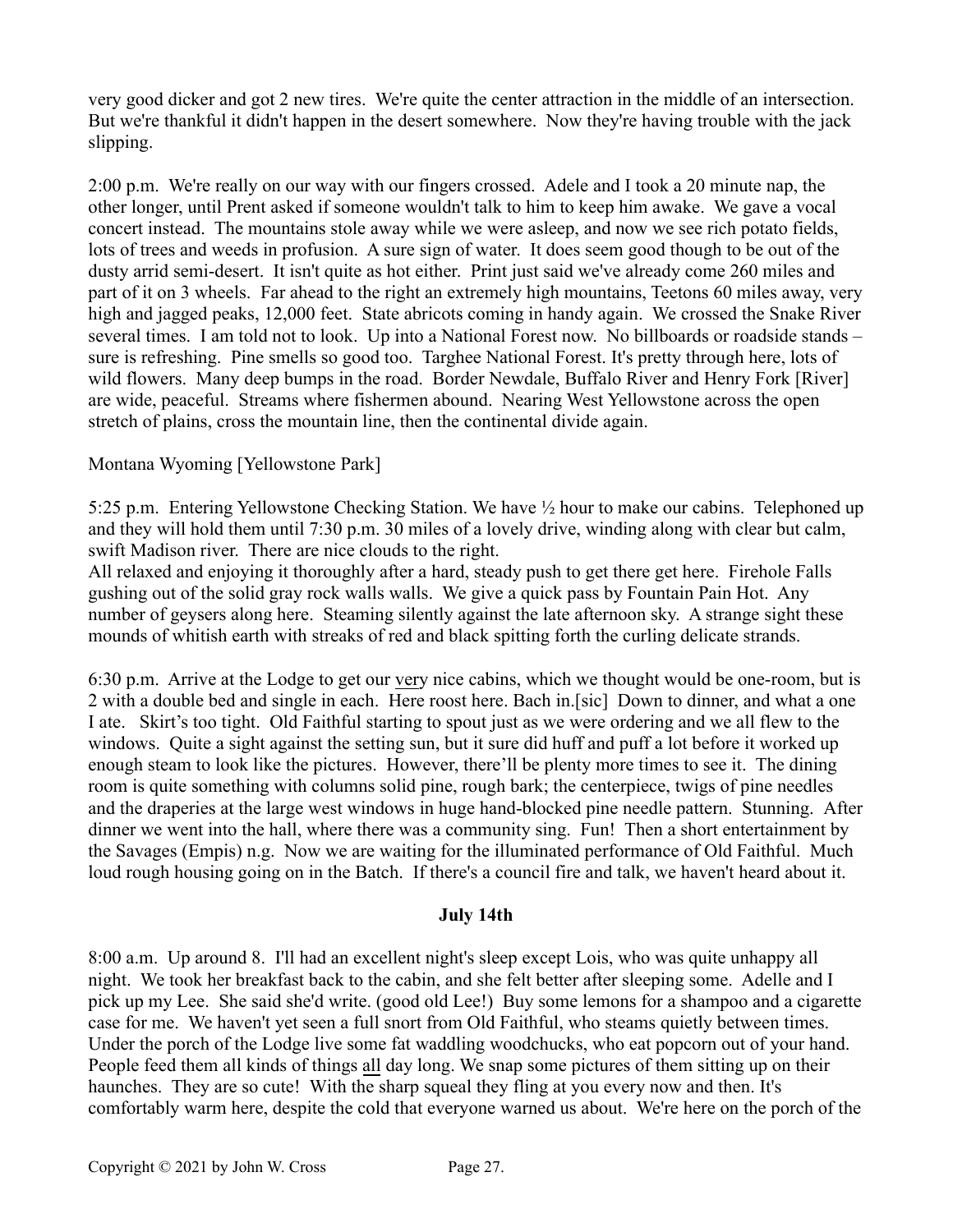very good dicker and got 2 new tires. We're quite the center attraction in the middle of an intersection. But we're thankful it didn't happen in the desert somewhere. Now they're having trouble with the jack slipping.

2:00 p.m. We're really on our way with our fingers crossed. Adele and I took a 20 minute nap, the other longer, until Prent asked if someone wouldn't talk to him to keep him awake. We gave a vocal concert instead. The mountains stole away while we were asleep, and now we see rich potato fields, lots of trees and weeds in profusion. A sure sign of water. It does seem good though to be out of the dusty arrid semi-desert. It isn't quite as hot either. Print just said we've already come 260 miles and part of it on 3 wheels. Far ahead to the right an extremely high mountains, Teetons 60 miles away, very high and jagged peaks, 12,000 feet. State abricots coming in handy again. We crossed the Snake River several times. I am told not to look. Up into a National Forest now. No billboards or roadside stands – sure is refreshing. Pine smells so good too. Targhee National Forest. It's pretty through here, lots of wild flowers. Many deep bumps in the road. Border Newdale, Buffalo River and Henry Fork [River] are wide, peaceful. Streams where fishermen abound. Nearing West Yellowstone across the open stretch of plains, cross the mountain line, then the continental divide again.

Montana Wyoming [Yellowstone Park]

5:25 p.m. Entering Yellowstone Checking Station. We have ½ hour to make our cabins. Telephoned up and they will hold them until 7:30 p.m. 30 miles of a lovely drive, winding along with clear but calm, swift Madison river. There are nice clouds to the right.
All relaxed and enjoying it thoroughly after a hard, steady push to get there get here. Firehole Falls gushing out of the solid gray rock walls walls. We give a quick pass by Fountain Pain Hot. Any number of geysers along here. Steaming silently against the late afternoon sky. A strange sight these mounds of whitish earth with streaks of red and black spitting forth the curling delicate strands.

6:30 p.m. Arrive at the Lodge to get our <u>very</u> nice cabins, which we thought would be one-room, but is 2 with a double bed and single in each. Here roost here. Bach in.[sic] Down to dinner, and what a one I ate. Skirt's too tight. Old Faithful starting to spout just as we were ordering and we all flew to the windows. Quite a sight against the setting sun, but it sure did huff and puff a lot before it worked up enough steam to look like the pictures. However, there'll be plenty more times to see it. The dining room is quite something with columns solid pine, rough bark; the centerpiece, twigs of pine needles and the draperies at the large west windows in huge hand-blocked pine needle pattern. Stunning. After dinner we went into the hall, where there was a community sing. Fun! Then a short entertainment by the Savages (Empis) n.g. Now we are waiting for the illuminated performance of Old Faithful. Much loud rough housing going on in the Batch. If there's a council fire and talk, we haven't heard about it.

**July 14th**

8:00 a.m. Up around 8. I'll had an excellent night's sleep except Lois, who was quite unhappy all night. We took her breakfast back to the cabin, and she felt better after sleeping some. Adelle and I pick up my Lee. She said she'd write. (good old Lee!) Buy some lemons for a shampoo and a cigarette case for me. We haven't yet seen a full snort from Old Faithful, who steams quietly between times. Under the porch of the Lodge live some fat waddling woodchucks, who eat popcorn out of your hand. People feed them all kinds of things <u>all</u> day long. We snap some pictures of them sitting up on their haunches. They are so cute! With the sharp squeal they fling at you every now and then. It's comfortably warm here, despite the cold that everyone warned us about. We're here on the porch of the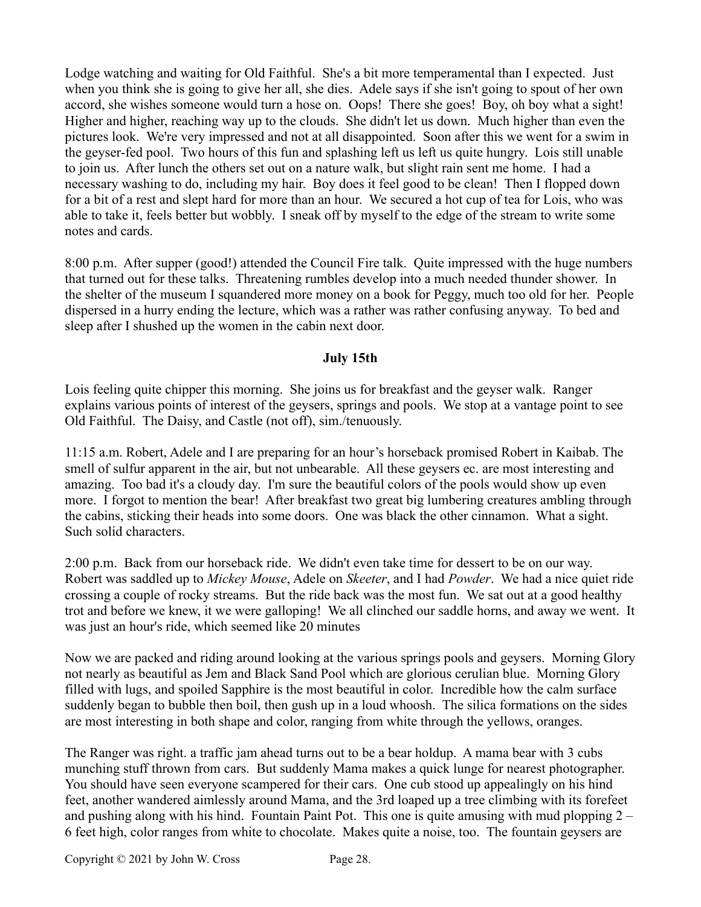Lodge watching and waiting for Old Faithful. She's a bit more temperamental than I expected. Just when you think she is going to give her all, she dies. Adele says if she isn't going to spout of her own accord, she wishes someone would turn a hose on. Oops! There she goes! Boy, oh boy what a sight! Higher and higher, reaching way up to the clouds. She didn't let us down. Much higher than even the pictures look. We're very impressed and not at all disappointed. Soon after this we went for a swim in the geyser-fed pool. Two hours of this fun and splashing left us left us quite hungry. Lois still unable to join us. After lunch the others set out on a nature walk, but slight rain sent me home. I had a necessary washing to do, including my hair. Boy does it feel good to be clean! Then I flopped down for a bit of a rest and slept hard for more than an hour. We secured a hot cup of tea for Lois, who was able to take it, feels better but wobbly. I sneak off by myself to the edge of the stream to write some notes and cards.

8:00 p.m. After supper (good!) attended the Council Fire talk. Quite impressed with the huge numbers that turned out for these talks. Threatening rumbles develop into a much needed thunder shower. In the shelter of the museum I squandered more money on a book for Peggy, much too old for her. People dispersed in a hurry ending the lecture, which was a rather was rather confusing anyway. To bed and sleep after I shushed up the women in the cabin next door.

**July 15th**

Lois feeling quite chipper this morning. She joins us for breakfast and the geyser walk. Ranger explains various points of interest of the geysers, springs and pools. We stop at a vantage point to see Old Faithful. The Daisy, and Castle (not off), sim./tenuously.

11:15 a.m. Robert, Adele and I are preparing for an hour's horseback promised Robert in Kaibab. The smell of sulfur apparent in the air, but not unbearable. All these geysers ec. are most interesting and amazing. Too bad it's a cloudy day. I'm sure the beautiful colors of the pools would show up even more. I forgot to mention the bear! After breakfast two great big lumbering creatures ambling through the cabins, sticking their heads into some doors. One was black the other cinnamon. What a sight. Such solid characters.

2:00 p.m. Back from our horseback ride. We didn't even take time for dessert to be on our way. Robert was saddled up to *Mickey Mouse*, Adele on *Skeeter*, and I had *Powder*. We had a nice quiet ride crossing a couple of rocky streams. But the ride back was the most fun. We sat out at a good healthy trot and before we knew, it we were galloping! We all clinched our saddle horns, and away we went. It was just an hour's ride, which seemed like 20 minutes

Now we are packed and riding around looking at the various springs pools and geysers. Morning Glory not nearly as beautiful as Jem and Black Sand Pool which are glorious cerulian blue. Morning Glory filled with lugs, and spoiled Sapphire is the most beautiful in color. Incredible how the calm surface suddenly began to bubble then boil, then gush up in a loud whoosh. The silica formations on the sides are most interesting in both shape and color, ranging from white through the yellows, oranges.

The Ranger was right. a traffic jam ahead turns out to be a bear holdup. A mama bear with 3 cubs munching stuff thrown from cars. But suddenly Mama makes a quick lunge for nearest photographer. You should have seen everyone scampered for their cars. One cub stood up appealingly on his hind feet, another wandered aimlessly around Mama, and the 3rd loaped up a tree climbing with its forefeet and pushing along with his hind. Fountain Paint Pot. This one is quite amusing with mud plopping 2 – 6 feet high, color ranges from white to chocolate. Makes quite a noise, too. The fountain geysers are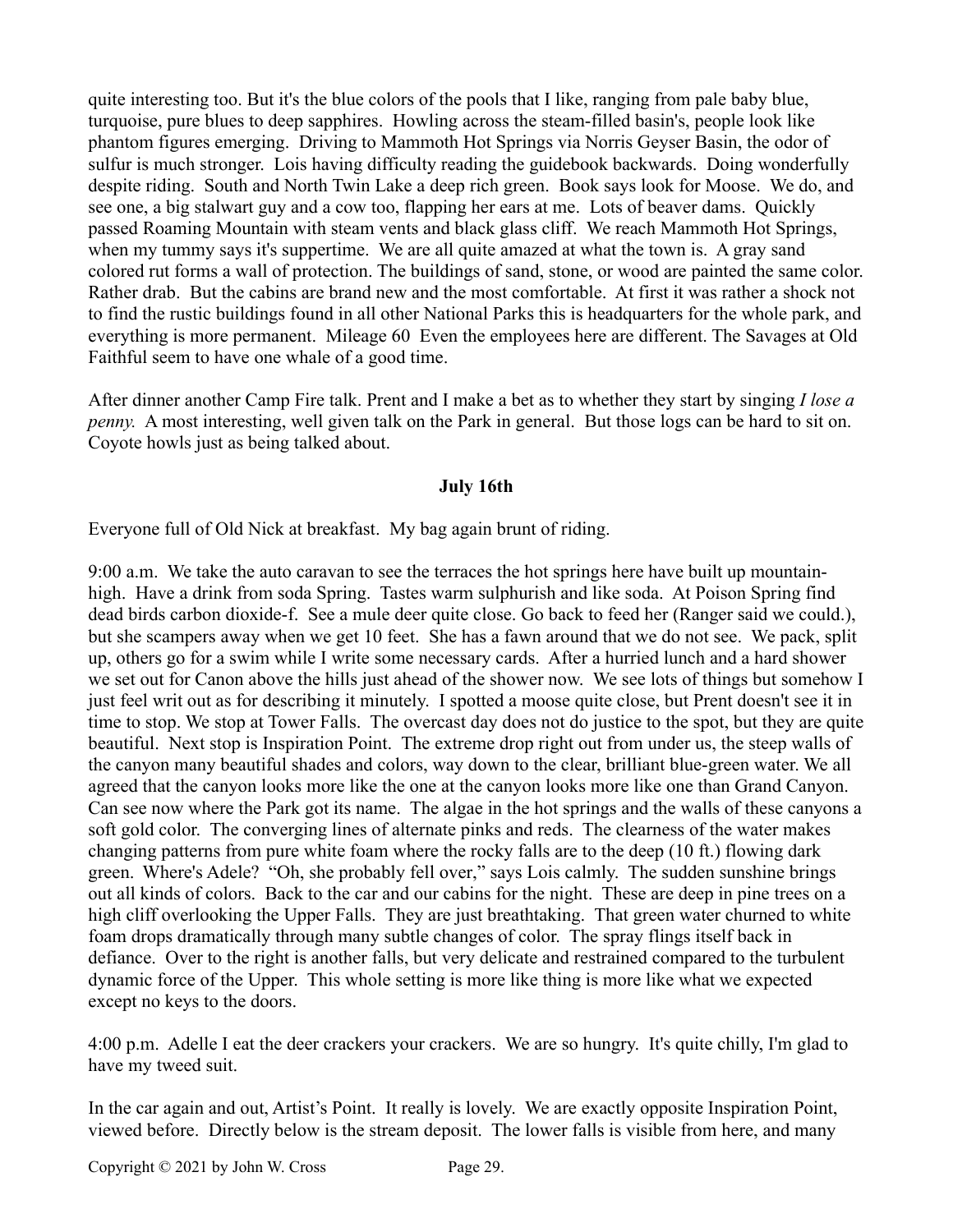quite interesting too. But it's the blue colors of the pools that I like, ranging from pale baby blue, turquoise, pure blues to deep sapphires. Howling across the steam-filled basin's, people look like phantom figures emerging. Driving to Mammoth Hot Springs via Norris Geyser Basin, the odor of sulfur is much stronger. Lois having difficulty reading the guidebook backwards. Doing wonderfully despite riding. South and North Twin Lake a deep rich green. Book says look for Moose. We do, and see one, a big stalwart guy and a cow too, flapping her ears at me. Lots of beaver dams. Quickly passed Roaming Mountain with steam vents and black glass cliff. We reach Mammoth Hot Springs, when my tummy says it's suppertime. We are all quite amazed at what the town is. A gray sand colored rut forms a wall of protection. The buildings of sand, stone, or wood are painted the same color. Rather drab. But the cabins are brand new and the most comfortable. At first it was rather a shock not to find the rustic buildings found in all other National Parks this is headquarters for the whole park, and everything is more permanent. Mileage 60 Even the employees here are different. The Savages at Old Faithful seem to have one whale of a good time.

After dinner another Camp Fire talk. Prent and I make a bet as to whether they start by singing *I lose a penny.* A most interesting, well given talk on the Park in general. But those logs can be hard to sit on. Coyote howls just as being talked about.

**July 16th**

Everyone full of Old Nick at breakfast. My bag again brunt of riding.

9:00 a.m. We take the auto caravan to see the terraces the hot springs here have built up mountain-high. Have a drink from soda Spring. Tastes warm sulphurish and like soda. At Poison Spring find dead birds carbon dioxide-f. See a mule deer quite close. Go back to feed her (Ranger said we could.), but she scampers away when we get 10 feet. She has a fawn around that we do not see. We pack, split up, others go for a swim while I write some necessary cards. After a hurried lunch and a hard shower we set out for Canon above the hills just ahead of the shower now. We see lots of things but somehow I just feel writ out as for describing it minutely. I spotted a moose quite close, but Prent doesn't see it in time to stop. We stop at Tower Falls. The overcast day does not do justice to the spot, but they are quite beautiful. Next stop is Inspiration Point. The extreme drop right out from under us, the steep walls of the canyon many beautiful shades and colors, way down to the clear, brilliant blue-green water. We all agreed that the canyon looks more like the one at the canyon looks more like one than Grand Canyon. Can see now where the Park got its name. The algae in the hot springs and the walls of these canyons a soft gold color. The converging lines of alternate pinks and reds. The clearness of the water makes changing patterns from pure white foam where the rocky falls are to the deep (10 ft.) flowing dark green. Where's Adele? "Oh, she probably fell over," says Lois calmly. The sudden sunshine brings out all kinds of colors. Back to the car and our cabins for the night. These are deep in pine trees on a high cliff overlooking the Upper Falls. They are just breathtaking. That green water churned to white foam drops dramatically through many subtle changes of color. The spray flings itself back in defiance. Over to the right is another falls, but very delicate and restrained compared to the turbulent dynamic force of the Upper. This whole setting is more like thing is more like what we expected except no keys to the doors.

4:00 p.m. Adelle I eat the deer crackers your crackers. We are so hungry. It's quite chilly, I'm glad to have my tweed suit.

In the car again and out, Artist's Point. It really is lovely. We are exactly opposite Inspiration Point, viewed before. Directly below is the stream deposit. The lower falls is visible from here, and many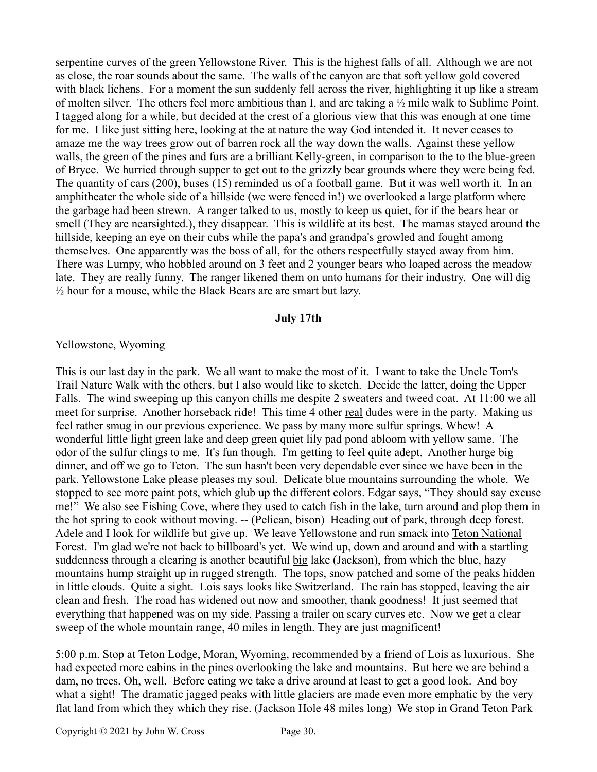serpentine curves of the green Yellowstone River. This is the highest falls of all. Although we are not as close, the roar sounds about the same. The walls of the canyon are that soft yellow gold covered with black lichens. For a moment the sun suddenly fell across the river, highlighting it up like a stream of molten silver. The others feel more ambitious than I, and are taking a ½ mile walk to Sublime Point. I tagged along for a while, but decided at the crest of a glorious view that this was enough at one time for me. I like just sitting here, looking at the at nature the way God intended it. It never ceases to amaze me the way trees grow out of barren rock all the way down the walls. Against these yellow walls, the green of the pines and furs are a brilliant Kelly-green, in comparison to the to the blue-green of Bryce. We hurried through supper to get out to the grizzly bear grounds where they were being fed. The quantity of cars (200), buses (15) reminded us of a football game. But it was well worth it. In an amphitheater the whole side of a hillside (we were fenced in!) we overlooked a large platform where the garbage had been strewn. A ranger talked to us, mostly to keep us quiet, for if the bears hear or smell (They are nearsighted.), they disappear. This is wildlife at its best. The mamas stayed around the hillside, keeping an eye on their cubs while the papa's and grandpa's growled and fought among themselves. One apparently was the boss of all, for the others respectfully stayed away from him. There was Lumpy, who hobbled around on 3 feet and 2 younger bears who loaped across the meadow late. They are really funny. The ranger likened them on unto humans for their industry. One will dig ½ hour for a mouse, while the Black Bears are are smart but lazy.

**July 17th**

Yellowstone, Wyoming

This is our last day in the park. We all want to make the most of it. I want to take the Uncle Tom's Trail Nature Walk with the others, but I also would like to sketch. Decide the latter, doing the Upper Falls. The wind sweeping up this canyon chills me despite 2 sweaters and tweed coat. At 11:00 we all meet for surprise. Another horseback ride! This time 4 other <u>real</u> dudes were in the party. Making us feel rather smug in our previous experience. We pass by many more sulfur springs. Whew! A wonderful little light green lake and deep green quiet lily pad pond abloom with yellow same. The odor of the sulfur clings to me. It's fun though. I'm getting to feel quite adept. Another hurge big dinner, and off we go to Teton. The sun hasn't been very dependable ever since we have been in the park. Yellowstone Lake please pleases my soul. Delicate blue mountains surrounding the whole. We stopped to see more paint pots, which glub up the different colors. Edgar says, "They should say excuse me!" We also see Fishing Cove, where they used to catch fish in the lake, turn around and plop them in the hot spring to cook without moving. -- (Pelican, bison) Heading out of park, through deep forest. Adele and I look for wildlife but give up. We leave Yellowstone and run smack into <u>Teton National Forest</u>. I'm glad we're not back to billboard's yet. We wind up, down and around and with a startling suddenness through a clearing is another beautiful <u>big</u> lake (Jackson), from which the blue, hazy mountains hump straight up in rugged strength. The tops, snow patched and some of the peaks hidden in little clouds. Quite a sight. Lois says looks like Switzerland. The rain has stopped, leaving the air clean and fresh. The road has widened out now and smoother, thank goodness! It just seemed that everything that happened was on my side. Passing a trailer on scary curves etc. Now we get a clear sweep of the whole mountain range, 40 miles in length. They are just magnificent!

5:00 p.m. Stop at Teton Lodge, Moran, Wyoming, recommended by a friend of Lois as luxurious. She had expected more cabins in the pines overlooking the lake and mountains. But here we are behind a dam, no trees. Oh, well. Before eating we take a drive around at least to get a good look. And boy what a sight! The dramatic jagged peaks with little glaciers are made even more emphatic by the very flat land from which they which they rise. (Jackson Hole 48 miles long) We stop in Grand Teton Park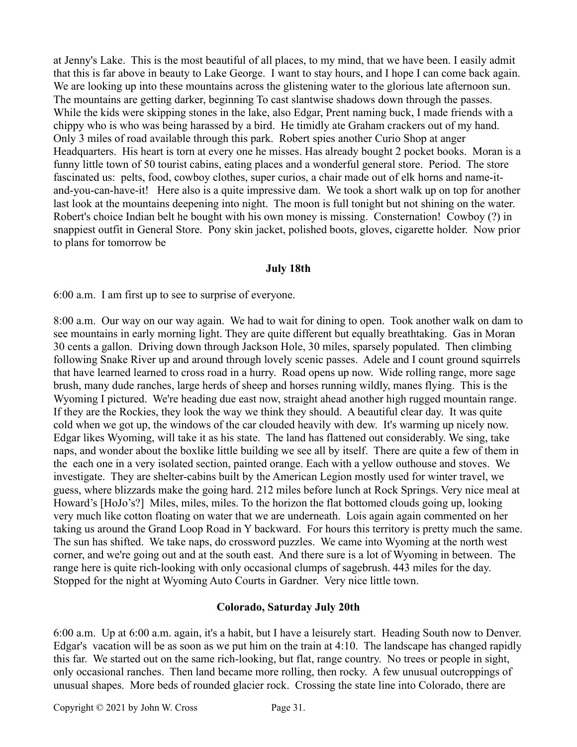at Jenny's Lake. This is the most beautiful of all places, to my mind, that we have been. I easily admit that this is far above in beauty to Lake George. I want to stay hours, and I hope I can come back again. We are looking up into these mountains across the glistening water to the glorious late afternoon sun. The mountains are getting darker, beginning To cast slantwise shadows down through the passes. While the kids were skipping stones in the lake, also Edgar, Prent naming buck, I made friends with a chippy who is who was being harassed by a bird. He timidly ate Graham crackers out of my hand. Only 3 miles of road available through this park. Robert spies another Curio Shop at anger Headquarters. His heart is torn at every one he misses. Has already bought 2 pocket books. Moran is a funny little town of 50 tourist cabins, eating places and a wonderful general store. Period. The store fascinated us: pelts, food, cowboy clothes, super curios, a chair made out of elk horns and name-it-and-you-can-have-it! Here also is a quite impressive dam. We took a short walk up on top for another last look at the mountains deepening into night. The moon is full tonight but not shining on the water. Robert's choice Indian belt he bought with his own money is missing. Consternation! Cowboy (?) in snappiest outfit in General Store. Pony skin jacket, polished boots, gloves, cigarette holder. Now prior to plans for tomorrow be

**July 18th**

6:00 a.m. I am first up to see to surprise of everyone.

8:00 a.m. Our way on our way again. We had to wait for dining to open. Took another walk on dam to see mountains in early morning light. They are quite different but equally breathtaking. Gas in Moran 30 cents a gallon. Driving down through Jackson Hole, 30 miles, sparsely populated. Then climbing following Snake River up and around through lovely scenic passes. Adele and I count ground squirrels that have learned learned to cross road in a hurry. Road opens up now. Wide rolling range, more sage brush, many dude ranches, large herds of sheep and horses running wildly, manes flying. This is the Wyoming I pictured. We're heading due east now, straight ahead another high rugged mountain range. If they are the Rockies, they look the way we think they should. A beautiful clear day. It was quite cold when we got up, the windows of the car clouded heavily with dew. It's warming up nicely now. Edgar likes Wyoming, will take it as his state. The land has flattened out considerably. We sing, take naps, and wonder about the boxlike little building we see all by itself. There are quite a few of them in the each one in a very isolated section, painted orange. Each with a yellow outhouse and stoves. We investigate. They are shelter-cabins built by the American Legion mostly used for winter travel, we guess, where blizzards make the going hard. 212 miles before lunch at Rock Springs. Very nice meal at Howard's [HoJo's?] Miles, miles, miles. To the horizon the flat bottomed clouds going up, looking very much like cotton floating on water that we are underneath. Lois again again commented on her taking us around the Grand Loop Road in Y backward. For hours this territory is pretty much the same. The sun has shifted. We take naps, do crossword puzzles. We came into Wyoming at the north west corner, and we're going out and at the south east. And there sure is a lot of Wyoming in between. The range here is quite rich-looking with only occasional clumps of sagebrush. 443 miles for the day. Stopped for the night at Wyoming Auto Courts in Gardner. Very nice little town.

**Colorado, Saturday July 20th**

6:00 a.m. Up at 6:00 a.m. again, it's a habit, but I have a leisurely start. Heading South now to Denver. Edgar's vacation will be as soon as we put him on the train at 4:10. The landscape has changed rapidly this far. We started out on the same rich-looking, but flat, range country. No trees or people in sight, only occasional ranches. Then land became more rolling, then rocky. A few unusual outcroppings of unusual shapes. More beds of rounded glacier rock. Crossing the state line into Colorado, there are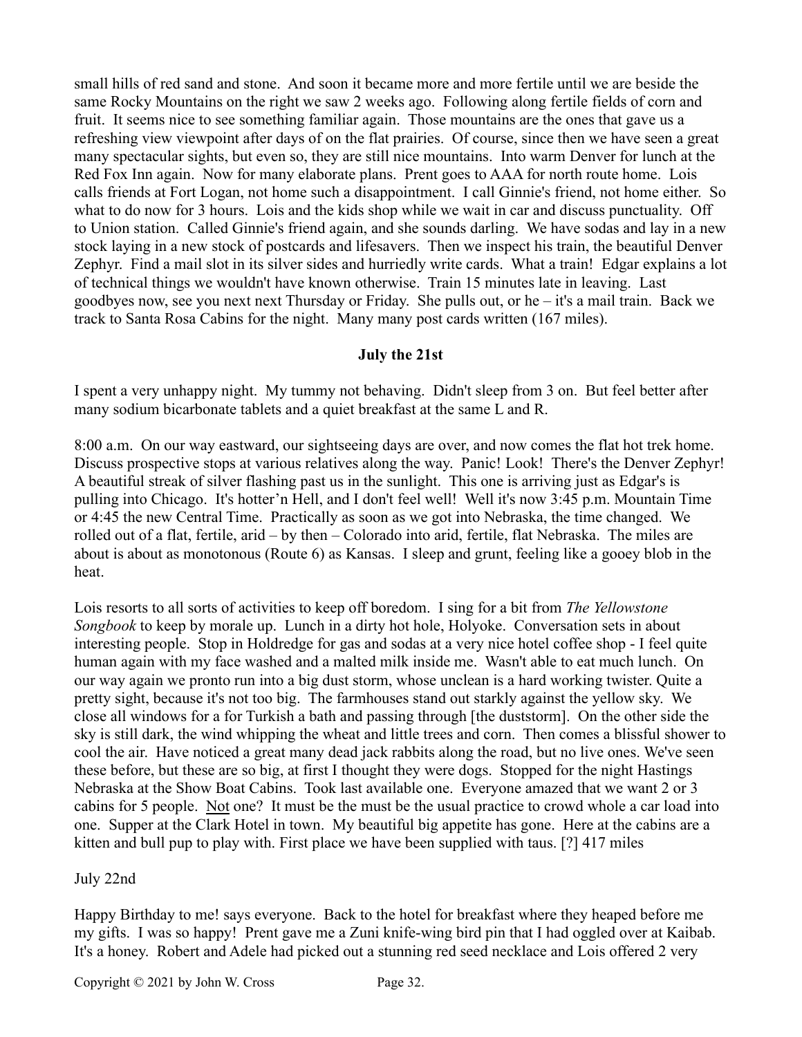small hills of red sand and stone. And soon it became more and more fertile until we are beside the same Rocky Mountains on the right we saw 2 weeks ago. Following along fertile fields of corn and fruit. It seems nice to see something familiar again. Those mountains are the ones that gave us a refreshing view viewpoint after days of on the flat prairies. Of course, since then we have seen a great many spectacular sights, but even so, they are still nice mountains. Into warm Denver for lunch at the Red Fox Inn again. Now for many elaborate plans. Prent goes to AAA for north route home. Lois calls friends at Fort Logan, not home such a disappointment. I call Ginnie's friend, not home either. So what to do now for 3 hours. Lois and the kids shop while we wait in car and discuss punctuality. Off to Union station. Called Ginnie's friend again, and she sounds darling. We have sodas and lay in a new stock laying in a new stock of postcards and lifesavers. Then we inspect his train, the beautiful Denver Zephyr. Find a mail slot in its silver sides and hurriedly write cards. What a train! Edgar explains a lot of technical things we wouldn't have known otherwise. Train 15 minutes late in leaving. Last goodbyes now, see you next next Thursday or Friday. She pulls out, or he – it's a mail train. Back we track to Santa Rosa Cabins for the night. Many many post cards written (167 miles).

**July the 21st**

I spent a very unhappy night. My tummy not behaving. Didn't sleep from 3 on. But feel better after many sodium bicarbonate tablets and a quiet breakfast at the same L and R.

8:00 a.m. On our way eastward, our sightseeing days are over, and now comes the flat hot trek home. Discuss prospective stops at various relatives along the way. Panic! Look! There's the Denver Zephyr! A beautiful streak of silver flashing past us in the sunlight. This one is arriving just as Edgar's is pulling into Chicago. It's hotter'n Hell, and I don't feel well! Well it's now 3:45 p.m. Mountain Time or 4:45 the new Central Time. Practically as soon as we got into Nebraska, the time changed. We rolled out of a flat, fertile, arid – by then – Colorado into arid, fertile, flat Nebraska. The miles are about is about as monotonous (Route 6) as Kansas. I sleep and grunt, feeling like a gooey blob in the heat.

Lois resorts to all sorts of activities to keep off boredom. I sing for a bit from *The Yellowstone Songbook* to keep by morale up. Lunch in a dirty hot hole, Holyoke. Conversation sets in about interesting people. Stop in Holdredge for gas and sodas at a very nice hotel coffee shop - I feel quite human again with my face washed and a malted milk inside me. Wasn't able to eat much lunch. On our way again we pronto run into a big dust storm, whose unclean is a hard working twister. Quite a pretty sight, because it's not too big. The farmhouses stand out starkly against the yellow sky. We close all windows for a for Turkish a bath and passing through [the duststorm]. On the other side the sky is still dark, the wind whipping the wheat and little trees and corn. Then comes a blissful shower to cool the air. Have noticed a great many dead jack rabbits along the road, but no live ones. We've seen these before, but these are so big, at first I thought they were dogs. Stopped for the night Hastings Nebraska at the Show Boat Cabins. Took last available one. Everyone amazed that we want 2 or 3 cabins for 5 people. <u>Not</u> one? It must be the must be the usual practice to crowd whole a car load into one. Supper at the Clark Hotel in town. My beautiful big appetite has gone. Here at the cabins are a kitten and bull pup to play with. First place we have been supplied with taus. [?] 417 miles

July 22nd

Happy Birthday to me! says everyone. Back to the hotel for breakfast where they heaped before me my gifts. I was so happy! Prent gave me a Zuni knife-wing bird pin that I had oggled over at Kaibab. It's a honey. Robert and Adele had picked out a stunning red seed necklace and Lois offered 2 very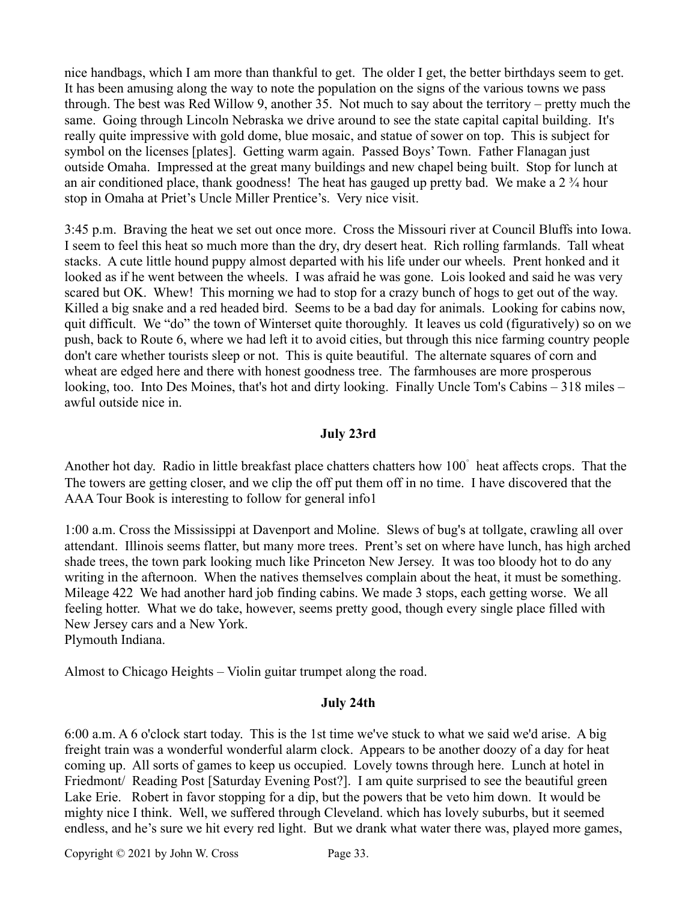nice handbags, which I am more than thankful to get. The older I get, the better birthdays seem to get. It has been amusing along the way to note the population on the signs of the various towns we pass through. The best was Red Willow 9, another 35. Not much to say about the territory – pretty much the same. Going through Lincoln Nebraska we drive around to see the state capital capital building. It's really quite impressive with gold dome, blue mosaic, and statue of sower on top. This is subject for symbol on the licenses [plates]. Getting warm again. Passed Boys' Town. Father Flanagan just outside Omaha. Impressed at the great many buildings and new chapel being built. Stop for lunch at an air conditioned place, thank goodness! The heat has gauged up pretty bad. We make a 2 ¾ hour stop in Omaha at Priet's Uncle Miller Prentice's. Very nice visit.

3:45 p.m. Braving the heat we set out once more. Cross the Missouri river at Council Bluffs into Iowa. I seem to feel this heat so much more than the dry, dry desert heat. Rich rolling farmlands. Tall wheat stacks. A cute little hound puppy almost departed with his life under our wheels. Prent honked and it looked as if he went between the wheels. I was afraid he was gone. Lois looked and said he was very scared but OK. Whew! This morning we had to stop for a crazy bunch of hogs to get out of the way. Killed a big snake and a red headed bird. Seems to be a bad day for animals. Looking for cabins now, quit difficult. We "do" the town of Winterset quite thoroughly. It leaves us cold (figuratively) so on we push, back to Route 6, where we had left it to avoid cities, but through this nice farming country people don't care whether tourists sleep or not. This is quite beautiful. The alternate squares of corn and wheat are edged here and there with honest goodness tree. The farmhouses are more prosperous looking, too. Into Des Moines, that's hot and dirty looking. Finally Uncle Tom's Cabins – 318 miles – awful outside nice in.

**July 23rd**

Another hot day. Radio in little breakfast place chatters chatters how 100° heat affects crops. That the The towers are getting closer, and we clip the off put them off in no time. I have discovered that the AAA Tour Book is interesting to follow for general info1

1:00 a.m. Cross the Mississippi at Davenport and Moline. Slews of bug's at tollgate, crawling all over attendant. Illinois seems flatter, but many more trees. Prent's set on where have lunch, has high arched shade trees, the town park looking much like Princeton New Jersey. It was too bloody hot to do any writing in the afternoon. When the natives themselves complain about the heat, it must be something. Mileage 422 We had another hard job finding cabins. We made 3 stops, each getting worse. We all feeling hotter. What we do take, however, seems pretty good, though every single place filled with New Jersey cars and a New York.
Plymouth Indiana.

Almost to Chicago Heights – Violin guitar trumpet along the road.

**July 24th**

6:00 a.m. A 6 o'clock start today. This is the 1st time we've stuck to what we said we'd arise. A big freight train was a wonderful wonderful alarm clock. Appears to be another doozy of a day for heat coming up. All sorts of games to keep us occupied. Lovely towns through here. Lunch at hotel in Friedmont/ Reading Post [Saturday Evening Post?]. I am quite surprised to see the beautiful green Lake Erie. Robert in favor stopping for a dip, but the powers that be veto him down. It would be mighty nice I think. Well, we suffered through Cleveland. which has lovely suburbs, but it seemed endless, and he's sure we hit every red light. But we drank what water there was, played more games,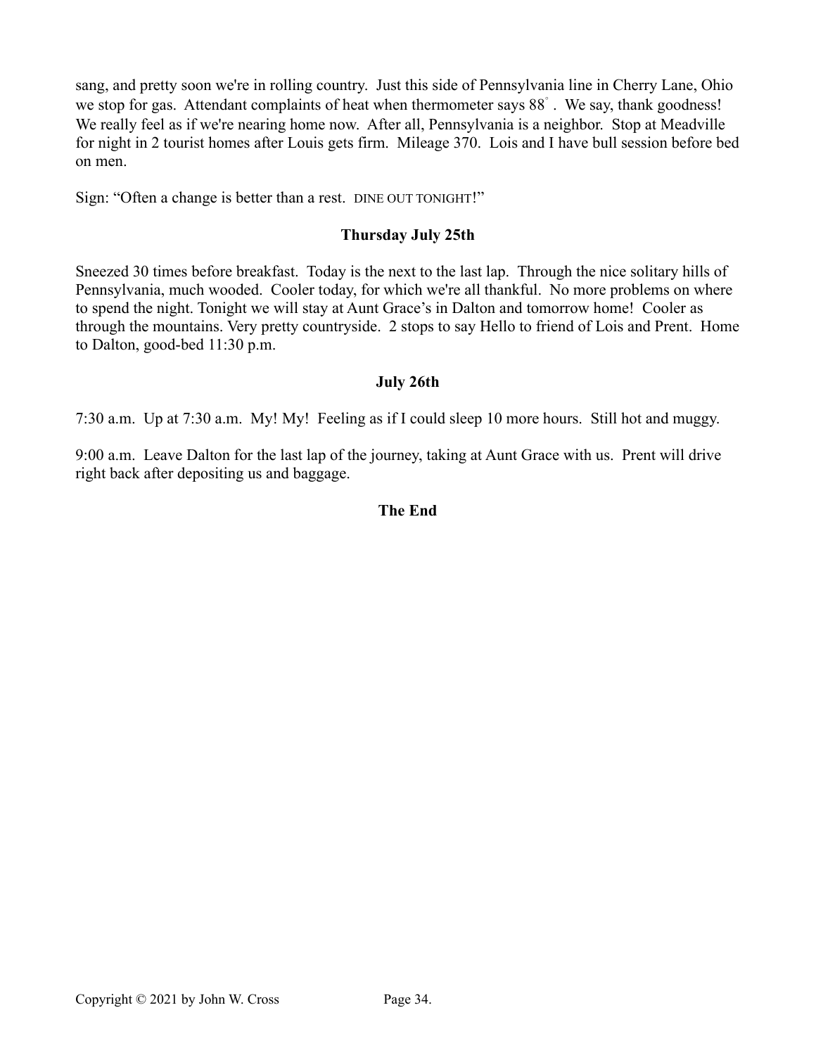sang, and pretty soon we're in rolling country. Just this side of Pennsylvania line in Cherry Lane, Ohio we stop for gas. Attendant complaints of heat when thermometer says 88°. We say, thank goodness! We really feel as if we're nearing home now. After all, Pennsylvania is a neighbor. Stop at Meadville for night in 2 tourist homes after Louis gets firm. Mileage 370. Lois and I have bull session before bed on men.

Sign: "Often a change is better than a rest. DINE OUT TONIGHT!"

**Thursday July 25th**

Sneezed 30 times before breakfast. Today is the next to the last lap. Through the nice solitary hills of Pennsylvania, much wooded. Cooler today, for which we're all thankful. No more problems on where to spend the night. Tonight we will stay at Aunt Grace's in Dalton and tomorrow home! Cooler as through the mountains. Very pretty countryside. 2 stops to say Hello to friend of Lois and Prent. Home to Dalton, good-bed 11:30 p.m.

**July 26th**

7:30 a.m. Up at 7:30 a.m. My! My! Feeling as if I could sleep 10 more hours. Still hot and muggy.

9:00 a.m. Leave Dalton for the last lap of the journey, taking at Aunt Grace with us. Prent will drive right back after depositing us and baggage.

**The End**

Copyright © 2021 by John W. Cross